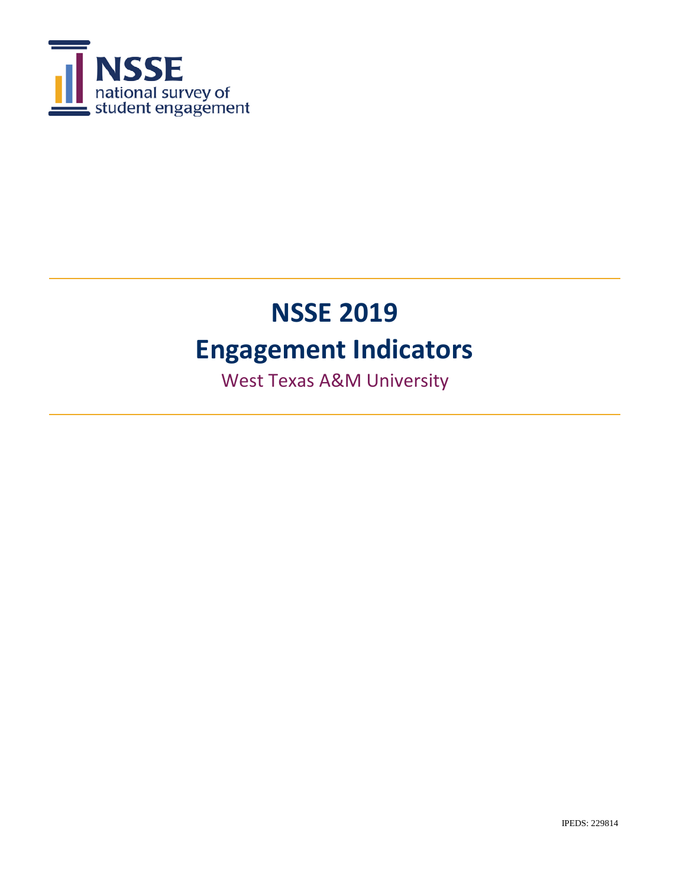NSSE
national survey of
student engagement

# NSSE 2019

# Engagement Indicators

West Texas A&M University

IPEDS: 229814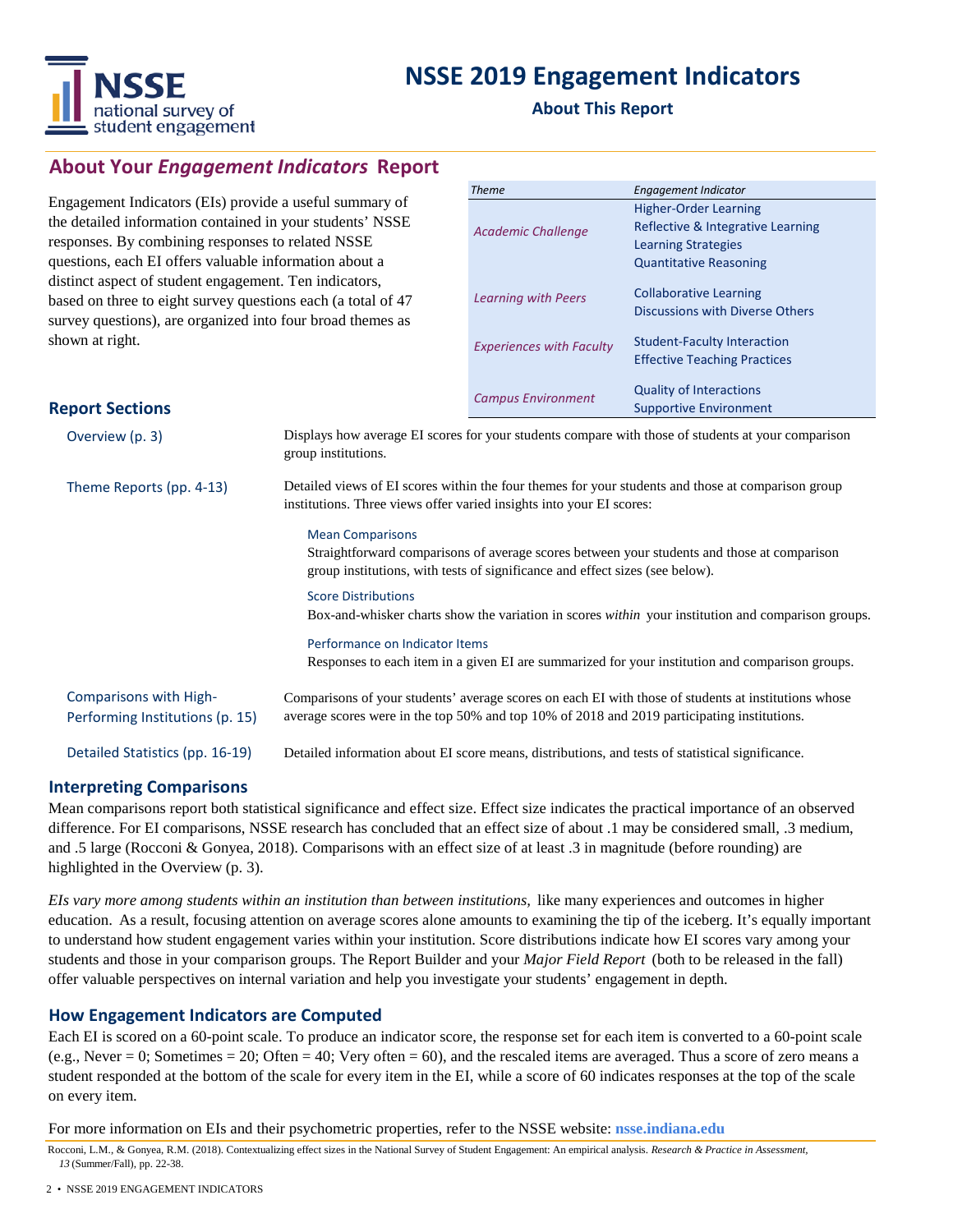# NSSE 2019 Engagement Indicators

**About This Report**

## About Your *Engagement Indicators* Report

Engagement Indicators (EIs) provide a useful summary of the detailed information contained in your students' NSSE responses. By combining responses to related NSSE questions, each EI offers valuable information about a distinct aspect of student engagement. Ten indicators, based on three to eight survey questions each (a total of 47 survey questions), are organized into four broad themes as shown at right.

| *Theme* | *Engagement Indicator* |
|---|---|
| *Academic Challenge* | Higher-Order Learning<br>Reflective & Integrative Learning<br>Learning Strategies<br>Quantitative Reasoning |
| *Learning with Peers* | Collaborative Learning<br>Discussions with Diverse Others |
| *Experiences with Faculty* | Student-Faculty Interaction<br>Effective Teaching Practices |
| *Campus Environment* | Quality of Interactions<br>Supportive Environment |

### Report Sections

**Overview (p. 3)**
Displays how average EI scores for your students compare with those of students at your comparison group institutions.

**Theme Reports (pp. 4-13)**
Detailed views of EI scores within the four themes for your students and those at comparison group institutions. Three views offer varied insights into your EI scores:

- **Mean Comparisons**
  Straightforward comparisons of average scores between your students and those at comparison group institutions, with tests of significance and effect sizes (see below).
- **Score Distributions**
  Box-and-whisker charts show the variation in scores *within* your institution and comparison groups.
- **Performance on Indicator Items**
  Responses to each item in a given EI are summarized for your institution and comparison groups.

**Comparisons with High-Performing Institutions (p. 15)**
Comparisons of your students' average scores on each EI with those of students at institutions whose average scores were in the top 50% and top 10% of 2018 and 2019 participating institutions.

**Detailed Statistics (pp. 16-19)**
Detailed information about EI score means, distributions, and tests of statistical significance.

### Interpreting Comparisons

Mean comparisons report both statistical significance and effect size. Effect size indicates the practical importance of an observed difference. For EI comparisons, NSSE research has concluded that an effect size of about .1 may be considered small, .3 medium, and .5 large (Rocconi & Gonyea, 2018). Comparisons with an effect size of at least .3 in magnitude (before rounding) are highlighted in the Overview (p. 3).

*EIs vary more among students within an institution than between institutions,* like many experiences and outcomes in higher education. As a result, focusing attention on average scores alone amounts to examining the tip of the iceberg. It's equally important to understand how student engagement varies within your institution. Score distributions indicate how EI scores vary among your students and those in your comparison groups. The Report Builder and your *Major Field Report* (both to be released in the fall) offer valuable perspectives on internal variation and help you investigate your students' engagement in depth.

### How Engagement Indicators are Computed

Each EI is scored on a 60-point scale. To produce an indicator score, the response set for each item is converted to a 60-point scale (e.g., Never = 0; Sometimes = 20; Often = 40; Very often = 60), and the rescaled items are averaged. Thus a score of zero means a student responded at the bottom of the scale for every item in the EI, while a score of 60 indicates responses at the top of the scale on every item.

For more information on EIs and their psychometric properties, refer to the NSSE website: **nsse.indiana.edu**

Rocconi, L.M., & Gonyea, R.M. (2018). Contextualizing effect sizes in the National Survey of Student Engagement: An empirical analysis. *Research & Practice in Assessment, 13* (Summer/Fall), pp. 22-38.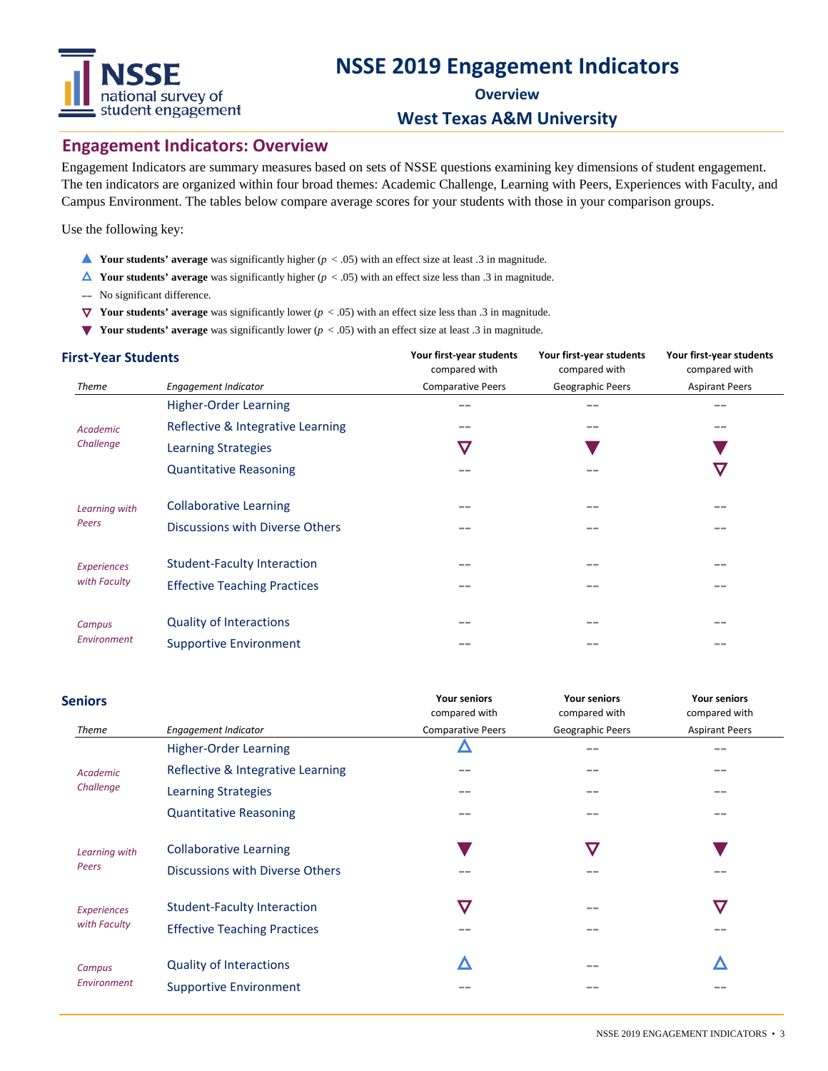# NSSE 2019 Engagement Indicators

### Overview

### West Texas A&M University

## Engagement Indicators: Overview

Engagement Indicators are summary measures based on sets of NSSE questions examining key dimensions of student engagement. The ten indicators are organized within four broad themes: Academic Challenge, Learning with Peers, Experiences with Faculty, and Campus Environment. The tables below compare average scores for your students with those in your comparison groups.

Use the following key:

- ▲ **Your students' average** was significantly higher ($p < .05$) with an effect size at least .3 in magnitude.
- △ **Your students' average** was significantly higher ($p < .05$) with an effect size less than .3 in magnitude.
- -- No significant difference.
- ▽ **Your students' average** was significantly lower ($p < .05$) with an effect size less than .3 in magnitude.
- ▼ **Your students' average** was significantly lower ($p < .05$) with an effect size at least .3 in magnitude.

### First-Year Students

| Theme | Engagement Indicator | Your first-year students compared with Comparative Peers | Your first-year students compared with Geographic Peers | Your first-year students compared with Aspirant Peers |
|---|---|---|---|---|
| *Academic Challenge* | Higher-Order Learning | -- | -- | -- |
| | Reflective & Integrative Learning | -- | -- | -- |
| | Learning Strategies | ▽ | ▼ | ▼ |
| | Quantitative Reasoning | -- | -- | ▽ |
| *Learning with Peers* | Collaborative Learning | -- | -- | -- |
| | Discussions with Diverse Others | -- | -- | -- |
| *Experiences with Faculty* | Student-Faculty Interaction | -- | -- | -- |
| | Effective Teaching Practices | -- | -- | -- |
| *Campus Environment* | Quality of Interactions | -- | -- | -- |
| | Supportive Environment | -- | -- | -- |

### Seniors

| Theme | Engagement Indicator | Your seniors compared with Comparative Peers | Your seniors compared with Geographic Peers | Your seniors compared with Aspirant Peers |
|---|---|---|---|---|
| *Academic Challenge* | Higher-Order Learning | △ | -- | -- |
| | Reflective & Integrative Learning | -- | -- | -- |
| | Learning Strategies | -- | -- | -- |
| | Quantitative Reasoning | -- | -- | -- |
| *Learning with Peers* | Collaborative Learning | ▼ | ▽ | ▼ |
| | Discussions with Diverse Others | -- | -- | -- |
| *Experiences with Faculty* | Student-Faculty Interaction | ▽ | -- | ▽ |
| | Effective Teaching Practices | -- | -- | -- |
| *Campus Environment* | Quality of Interactions | △ | -- | △ |
| | Supportive Environment | -- | -- | -- |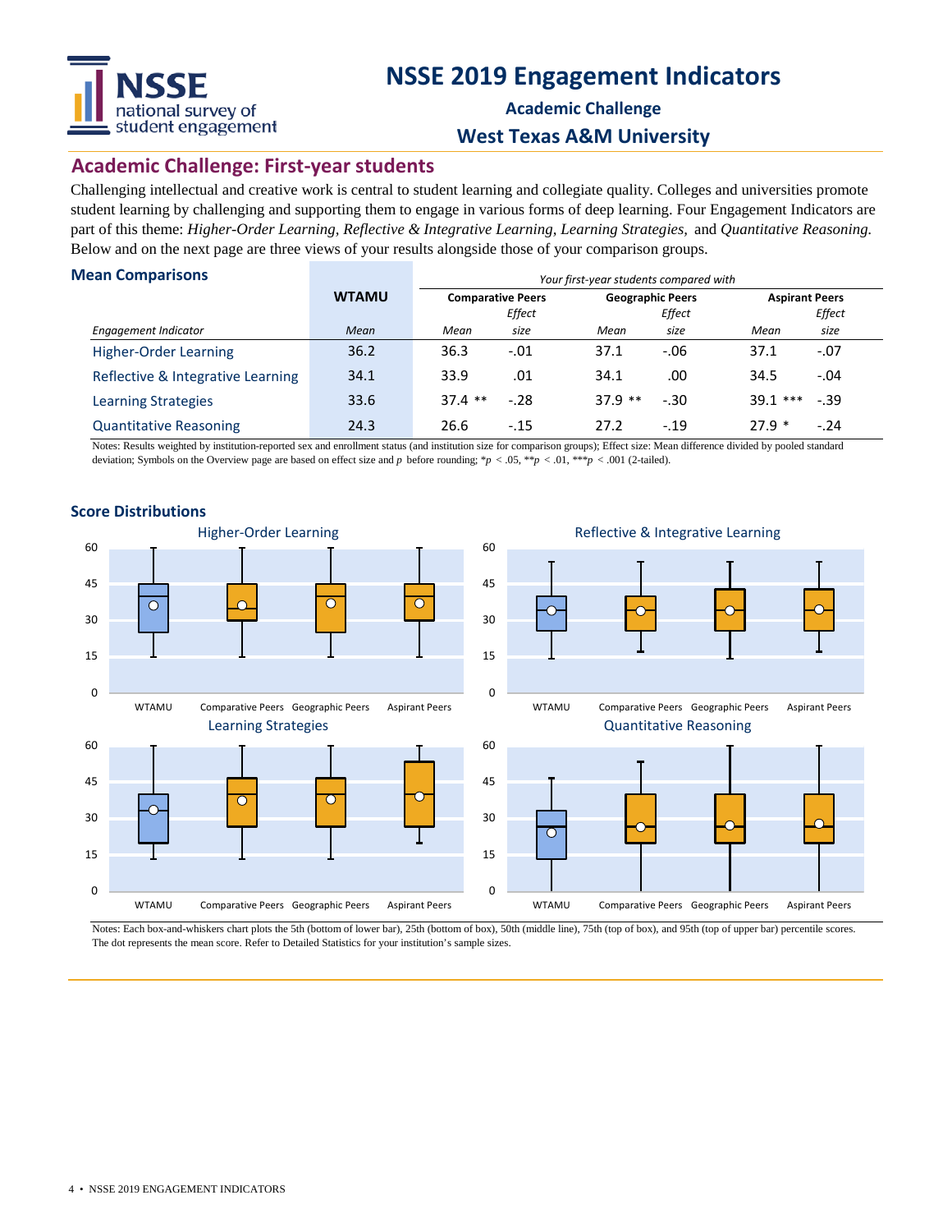# NSSE 2019 Engagement Indicators

**Academic Challenge**

**West Texas A&M University**

## Academic Challenge: First-year students

Challenging intellectual and creative work is central to student learning and collegiate quality. Colleges and universities promote student learning by challenging and supporting them to engage in various forms of deep learning. Four Engagement Indicators are part of this theme: *Higher-Order Learning, Reflective & Integrative Learning, Learning Strategies,* and *Quantitative Reasoning.* Below and on the next page are three views of your results alongside those of your comparison groups.

### Mean Comparisons

| | WTAMU | *Your first-year students compared with* | | | | | |
|---|---|---|---|---|---|---|---|
| | | Comparative Peers | | Geographic Peers | | Aspirant Peers | |
| *Engagement Indicator* | *Mean* | *Mean* | *Effect size* | *Mean* | *Effect size* | *Mean* | *Effect size* |
| Higher-Order Learning | 36.2 | 36.3 | -.01 | 37.1 | -.06 | 37.1 | -.07 |
| Reflective & Integrative Learning | 34.1 | 33.9 | .01 | 34.1 | .00 | 34.5 | -.04 |
| Learning Strategies | 33.6 | 37.4 ** | -.28 | 37.9 ** | -.30 | 39.1 *** | -.39 |
| Quantitative Reasoning | 24.3 | 26.6 | -.15 | 27.2 | -.19 | 27.9 * | -.24 |

Notes: Results weighted by institution-reported sex and enrollment status (and institution size for comparison groups); Effect size: Mean difference divided by pooled standard deviation; Symbols on the Overview page are based on effect size and $p$ before rounding; *$p < .05$, **$p < .01$, ***$p < .001$ (2-tailed).

### Score Distributions

Notes: Each box-and-whiskers chart plots the 5th (bottom of lower bar), 25th (bottom of box), 50th (middle line), 75th (top of box), and 95th (top of upper bar) percentile scores. The dot represents the mean score. Refer to Detailed Statistics for your institution's sample sizes.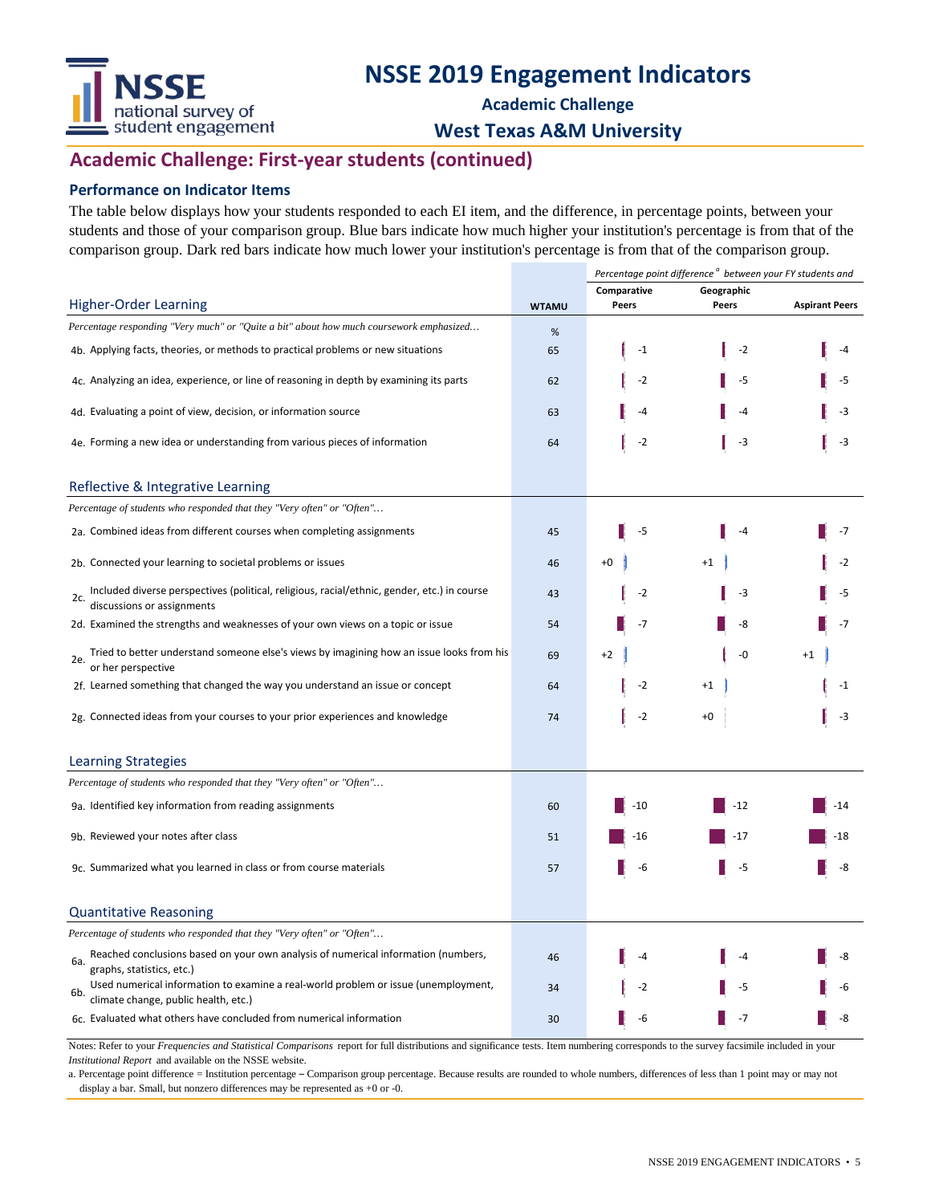# NSSE 2019 Engagement Indicators

**Academic Challenge**

**West Texas A&M University**

## Academic Challenge: First-year students (continued)

### Performance on Indicator Items

The table below displays how your students responded to each EI item, and the difference, in percentage points, between your students and those of your comparison group. Blue bars indicate how much higher your institution's percentage is from that of the comparison group. Dark red bars indicate how much lower your institution's percentage is from that of the comparison group.

| | | *Percentage point difference [a] between your FY students and* | | |
|---|---|---|---|---|
| **Higher-Order Learning** | **WTAMU** | **Comparative Peers** | **Geographic Peers** | **Aspirant Peers** |
| *Percentage responding "Very much" or "Quite a bit" about how much coursework emphasized…* | % | | | |
| 4b. Applying facts, theories, or methods to practical problems or new situations | 65 | -1 | -2 | -4 |
| 4c. Analyzing an idea, experience, or line of reasoning in depth by examining its parts | 62 | -2 | -5 | -5 |
| 4d. Evaluating a point of view, decision, or information source | 63 | -4 | -4 | -3 |
| 4e. Forming a new idea or understanding from various pieces of information | 64 | -2 | -3 | -3 |
| **Reflective & Integrative Learning** | | | | |
| *Percentage of students who responded that they "Very often" or "Often"…* | | | | |
| 2a. Combined ideas from different courses when completing assignments | 45 | -5 | -4 | -7 |
| 2b. Connected your learning to societal problems or issues | 46 | +0 | +1 | -2 |
| 2c. Included diverse perspectives (political, religious, racial/ethnic, gender, etc.) in course discussions or assignments | 43 | -2 | -3 | -5 |
| 2d. Examined the strengths and weaknesses of your own views on a topic or issue | 54 | -7 | -8 | -7 |
| 2e. Tried to better understand someone else's views by imagining how an issue looks from his or her perspective | 69 | +2 | -0 | +1 |
| 2f. Learned something that changed the way you understand an issue or concept | 64 | -2 | +1 | -1 |
| 2g. Connected ideas from your courses to your prior experiences and knowledge | 74 | -2 | +0 | -3 |
| **Learning Strategies** | | | | |
| *Percentage of students who responded that they "Very often" or "Often"…* | | | | |
| 9a. Identified key information from reading assignments | 60 | -10 | -12 | -14 |
| 9b. Reviewed your notes after class | 51 | -16 | -17 | -18 |
| 9c. Summarized what you learned in class or from course materials | 57 | -6 | -5 | -8 |
| **Quantitative Reasoning** | | | | |
| *Percentage of students who responded that they "Very often" or "Often"…* | | | | |
| 6a. Reached conclusions based on your own analysis of numerical information (numbers, graphs, statistics, etc.) | 46 | -4 | -4 | -8 |
| 6b. Used numerical information to examine a real-world problem or issue (unemployment, climate change, public health, etc.) | 34 | -2 | -5 | -6 |
| 6c. Evaluated what others have concluded from numerical information | 30 | -6 | -7 | -8 |

Notes: Refer to your *Frequencies and Statistical Comparisons* report for full distributions and significance tests. Item numbering corresponds to the survey facsimile included in your *Institutional Report* and available on the NSSE website.

a. Percentage point difference = Institution percentage − Comparison group percentage. Because results are rounded to whole numbers, differences of less than 1 point may or may not display a bar. Small, but nonzero differences may be represented as +0 or -0.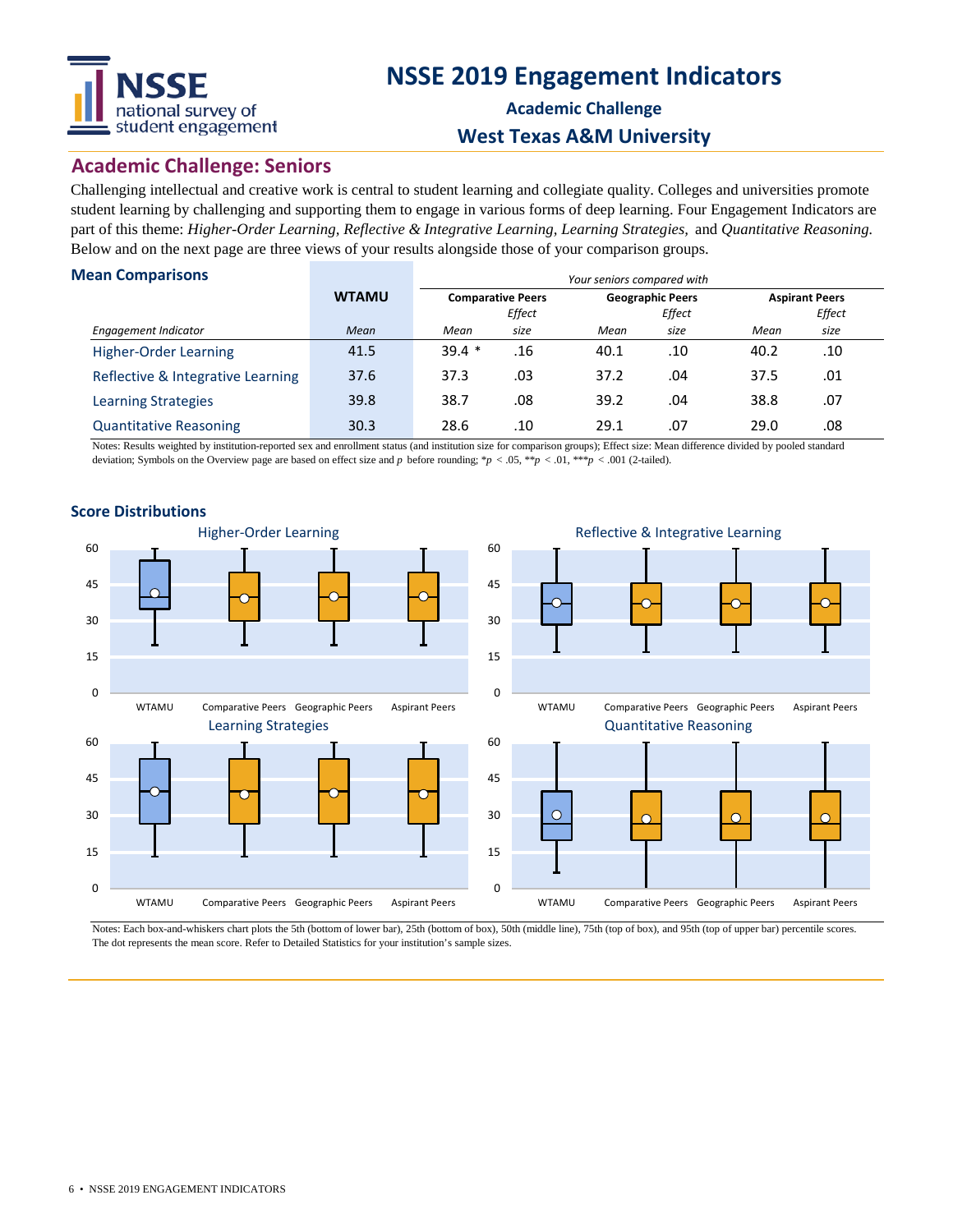# NSSE 2019 Engagement Indicators

### Academic Challenge

### West Texas A&M University

## Academic Challenge: Seniors

Challenging intellectual and creative work is central to student learning and collegiate quality. Colleges and universities promote student learning by challenging and supporting them to engage in various forms of deep learning. Four Engagement Indicators are part of this theme: *Higher-Order Learning, Reflective & Integrative Learning, Learning Strategies,* and *Quantitative Reasoning.* Below and on the next page are three views of your results alongside those of your comparison groups.

### Mean Comparisons

| | WTAMU | Your seniors compared with | | | | | |
|---|---|---|---|---|---|---|---|
| | | Comparative Peers | | Geographic Peers | | Aspirant Peers | |
| *Engagement Indicator* | *Mean* | *Mean* | *Effect size* | *Mean* | *Effect size* | *Mean* | *Effect size* |
| Higher-Order Learning | 41.5 | 39.4 * | .16 | 40.1 | .10 | 40.2 | .10 |
| Reflective & Integrative Learning | 37.6 | 37.3 | .03 | 37.2 | .04 | 37.5 | .01 |
| Learning Strategies | 39.8 | 38.7 | .08 | 39.2 | .04 | 38.8 | .07 |
| Quantitative Reasoning | 30.3 | 28.6 | .10 | 29.1 | .07 | 29.0 | .08 |

Notes: Results weighted by institution-reported sex and enrollment status (and institution size for comparison groups); Effect size: Mean difference divided by pooled standard deviation; Symbols on the Overview page are based on effect size and *p* before rounding; *$p < .05$, **$p < .01$, ***$p < .001$ (2-tailed).

### Score Distributions

Notes: Each box-and-whiskers chart plots the 5th (bottom of lower bar), 25th (bottom of box), 50th (middle line), 75th (top of box), and 95th (top of upper bar) percentile scores. The dot represents the mean score. Refer to Detailed Statistics for your institution's sample sizes.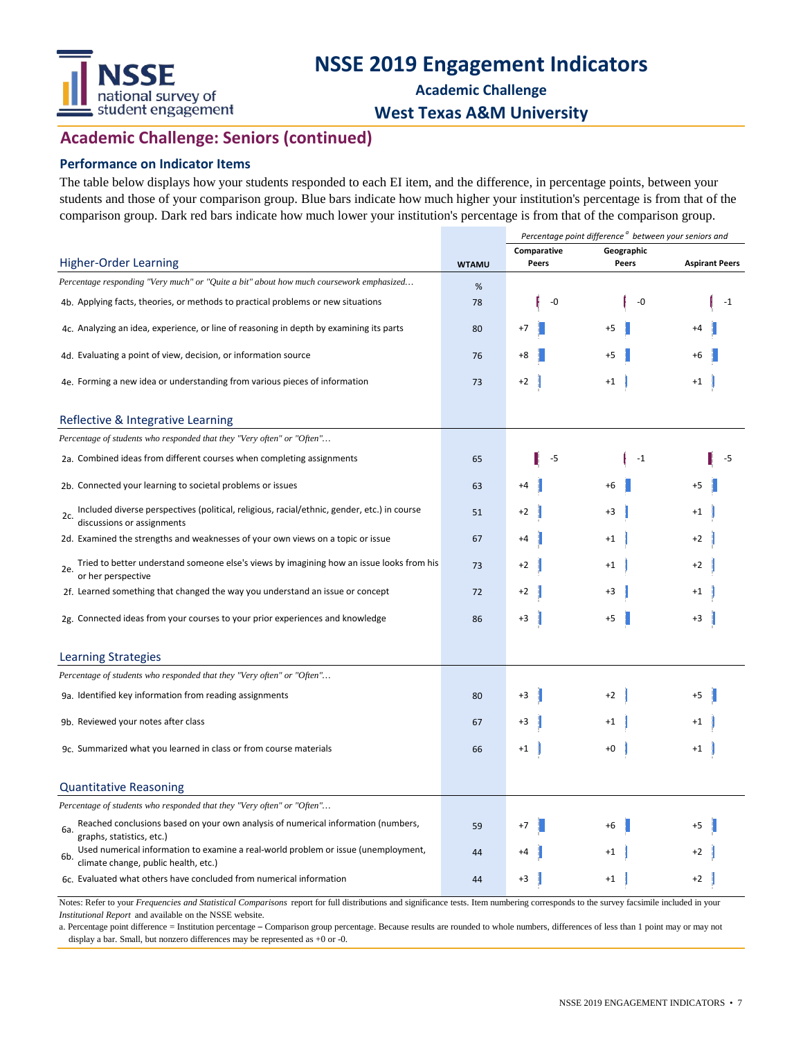# NSSE 2019 Engagement Indicators

## Academic Challenge

## West Texas A&M University

## Academic Challenge: Seniors (continued)

### Performance on Indicator Items

The table below displays how your students responded to each EI item, and the difference, in percentage points, between your students and those of your comparison group. Blue bars indicate how much higher your institution's percentage is from that of the comparison group. Dark red bars indicate how much lower your institution's percentage is from that of the comparison group.

| | WTAMU | Percentage point difference[a] between your seniors and | | |
|---|---|---|---|---|
| | | Comparative Peers | Geographic Peers | Aspirant Peers |
| **Higher-Order Learning** | | | | |
| *Percentage responding "Very much" or "Quite a bit" about how much coursework emphasized…* | % | | | |
| 4b. Applying facts, theories, or methods to practical problems or new situations | 78 | -0 | -0 | -1 |
| 4c. Analyzing an idea, experience, or line of reasoning in depth by examining its parts | 80 | +7 | +5 | +4 |
| 4d. Evaluating a point of view, decision, or information source | 76 | +8 | +5 | +6 |
| 4e. Forming a new idea or understanding from various pieces of information | 73 | +2 | +1 | +1 |
| **Reflective & Integrative Learning** | | | | |
| *Percentage of students who responded that they "Very often" or "Often"…* | | | | |
| 2a. Combined ideas from different courses when completing assignments | 65 | -5 | -1 | -5 |
| 2b. Connected your learning to societal problems or issues | 63 | +4 | +6 | +5 |
| 2c. Included diverse perspectives (political, religious, racial/ethnic, gender, etc.) in course discussions or assignments | 51 | +2 | +3 | +1 |
| 2d. Examined the strengths and weaknesses of your own views on a topic or issue | 67 | +4 | +1 | +2 |
| 2e. Tried to better understand someone else's views by imagining how an issue looks from his or her perspective | 73 | +2 | +1 | +2 |
| 2f. Learned something that changed the way you understand an issue or concept | 72 | +2 | +3 | +1 |
| 2g. Connected ideas from your courses to your prior experiences and knowledge | 86 | +3 | +5 | +3 |
| **Learning Strategies** | | | | |
| *Percentage of students who responded that they "Very often" or "Often"…* | | | | |
| 9a. Identified key information from reading assignments | 80 | +3 | +2 | +5 |
| 9b. Reviewed your notes after class | 67 | +3 | +1 | +1 |
| 9c. Summarized what you learned in class or from course materials | 66 | +1 | +0 | +1 |
| **Quantitative Reasoning** | | | | |
| *Percentage of students who responded that they "Very often" or "Often"…* | | | | |
| 6a. Reached conclusions based on your own analysis of numerical information (numbers, graphs, statistics, etc.) | 59 | +7 | +6 | +5 |
| 6b. Used numerical information to examine a real-world problem or issue (unemployment, climate change, public health, etc.) | 44 | +4 | +1 | +2 |
| 6c. Evaluated what others have concluded from numerical information | 44 | +3 | +1 | +2 |

Notes: Refer to your *Frequencies and Statistical Comparisons* report for full distributions and significance tests. Item numbering corresponds to the survey facsimile included in your *Institutional Report* and available on the NSSE website.

a. Percentage point difference = Institution percentage – Comparison group percentage. Because results are rounded to whole numbers, differences of less than 1 point may or may not display a bar. Small, but nonzero differences may be represented as +0 or -0.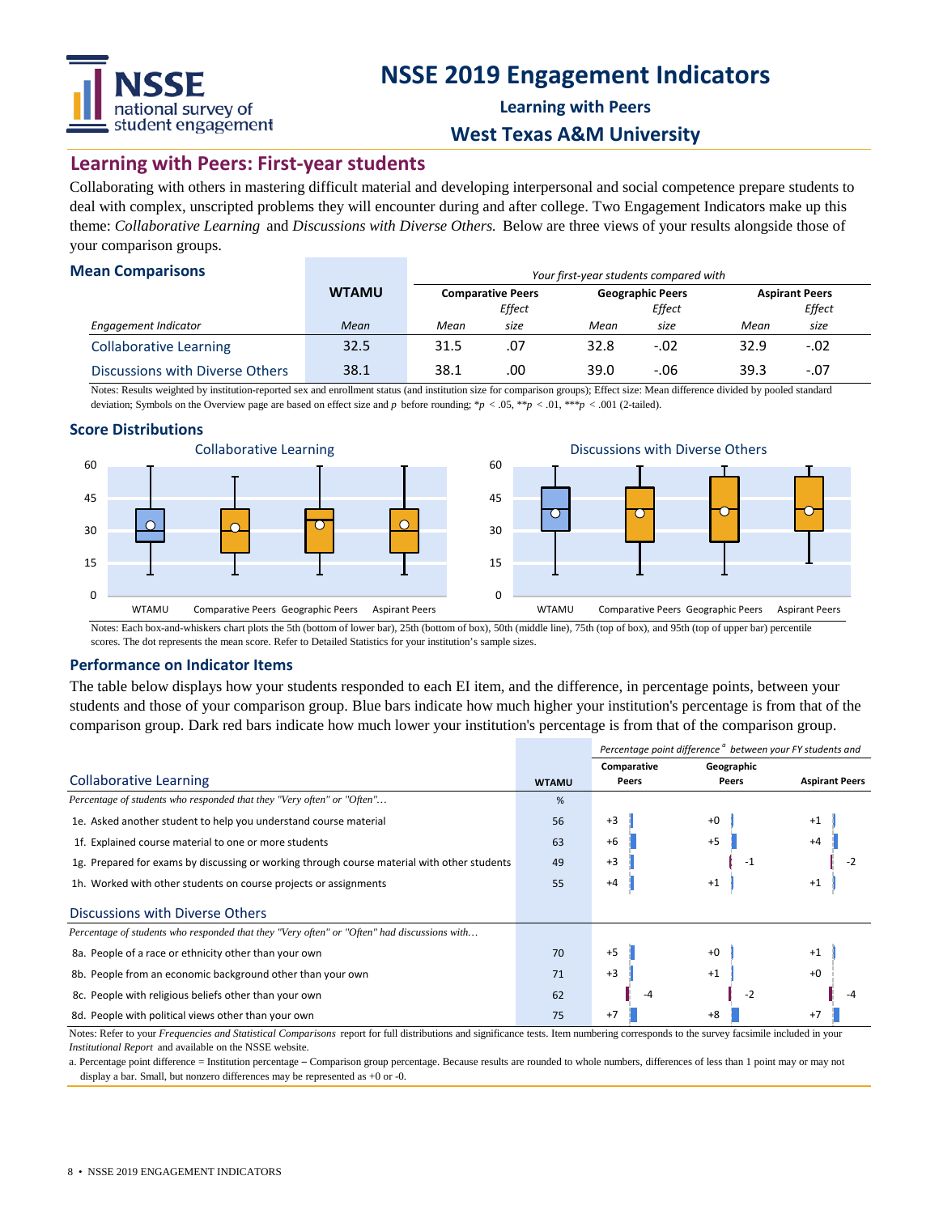# NSSE 2019 Engagement Indicators

**Learning with Peers**

**West Texas A&M University**

## Learning with Peers: First-year students

Collaborating with others in mastering difficult material and developing interpersonal and social competence prepare students to deal with complex, unscripted problems they will encounter during and after college. Two Engagement Indicators make up this theme: *Collaborative Learning* and *Discussions with Diverse Others.* Below are three views of your results alongside those of your comparison groups.

### Mean Comparisons

| | WTAMU | *Your first-year students compared with* | | | | | |
|---|---|---|---|---|---|---|---|
| | | **Comparative Peers** | | **Geographic Peers** | | **Aspirant Peers** | |
| *Engagement Indicator* | *Mean* | *Mean* | *Effect size* | *Mean* | *Effect size* | *Mean* | *Effect size* |
| Collaborative Learning | 32.5 | 31.5 | .07 | 32.8 | -.02 | 32.9 | -.02 |
| Discussions with Diverse Others | 38.1 | 38.1 | .00 | 39.0 | -.06 | 39.3 | -.07 |

Notes: Results weighted by institution-reported sex and enrollment status (and institution size for comparison groups); Effect size: Mean difference divided by pooled standard deviation; Symbols on the Overview page are based on effect size and $p$ before rounding; \*$p < .05$, \*\*$p < .01$, \*\*\*$p < .001$ (2-tailed).

### Score Distributions

Collaborative Learning

Discussions with Diverse Others

Notes: Each box-and-whiskers chart plots the 5th (bottom of lower bar), 25th (bottom of box), 50th (middle line), 75th (top of box), and 95th (top of upper bar) percentile scores. The dot represents the mean score. Refer to Detailed Statistics for your institution's sample sizes.

### Performance on Indicator Items

The table below displays how your students responded to each EI item, and the difference, in percentage points, between your students and those of your comparison group. Blue bars indicate how much higher your institution's percentage is from that of the comparison group. Dark red bars indicate how much lower your institution's percentage is from that of the comparison group.

| Collaborative Learning | WTAMU | Comparative Peers | Geographic Peers | Aspirant Peers |
|---|---|---|---|---|
| *Percentage of students who responded that they "Very often" or "Often"…* | % | *Percentage point difference[a] between your FY students and* | | |
| 1e. Asked another student to help you understand course material | 56 | +3 | +0 | +1 |
| 1f. Explained course material to one or more students | 63 | +6 | +5 | +4 |
| 1g. Prepared for exams by discussing or working through course material with other students | 49 | +3 | -1 | -2 |
| 1h. Worked with other students on course projects or assignments | 55 | +4 | +1 | +1 |
| **Discussions with Diverse Others** | | | | |
| *Percentage of students who responded that they "Very often" or "Often" had discussions with…* | | | | |
| 8a. People of a race or ethnicity other than your own | 70 | +5 | +0 | +1 |
| 8b. People from an economic background other than your own | 71 | +3 | +1 | +0 |
| 8c. People with religious beliefs other than your own | 62 | -4 | -2 | -4 |
| 8d. People with political views other than your own | 75 | +7 | +8 | +7 |

Notes: Refer to your *Frequencies and Statistical Comparisons* report for full distributions and significance tests. Item numbering corresponds to the survey facsimile included in your *Institutional Report* and available on the NSSE website.

a. Percentage point difference = Institution percentage – Comparison group percentage. Because results are rounded to whole numbers, differences of less than 1 point may or may not display a bar. Small, but nonzero differences may be represented as +0 or -0.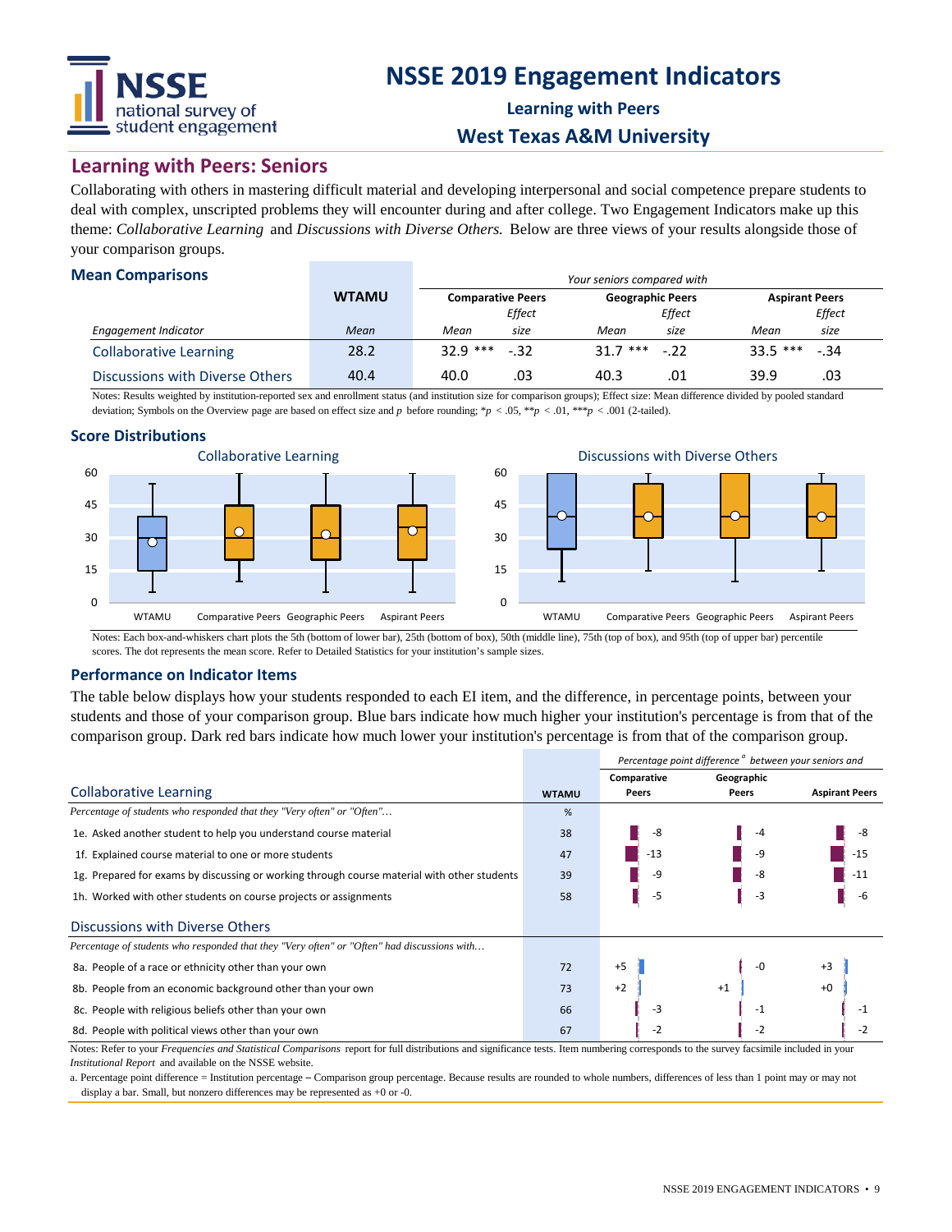# NSSE 2019 Engagement Indicators

**Learning with Peers**

**West Texas A&M University**

## Learning with Peers: Seniors

Collaborating with others in mastering difficult material and developing interpersonal and social competence prepare students to deal with complex, unscripted problems they will encounter during and after college. Two Engagement Indicators make up this theme: *Collaborative Learning* and *Discussions with Diverse Others.* Below are three views of your results alongside those of your comparison groups.

### Mean Comparisons

| | WTAMU | *Your seniors compared with* | | | | | |
|---|---|---|---|---|---|---|---|
| | | **Comparative Peers** | | **Geographic Peers** | | **Aspirant Peers** | |
| *Engagement Indicator* | *Mean* | *Mean* | *Effect size* | *Mean* | *Effect size* | *Mean* | *Effect size* |
| Collaborative Learning | 28.2 | 32.9 *** | -.32 | 31.7 *** | -.22 | 33.5 *** | -.34 |
| Discussions with Diverse Others | 40.4 | 40.0 | .03 | 40.3 | .01 | 39.9 | .03 |

Notes: Results weighted by institution-reported sex and enrollment status (and institution size for comparison groups); Effect size: Mean difference divided by pooled standard deviation; Symbols on the Overview page are based on effect size and *p* before rounding; $*p < .05$, $**p < .01$, $***p < .001$ (2-tailed).

### Score Distributions

Collaborative Learning

Discussions with Diverse Others

Notes: Each box-and-whiskers chart plots the 5th (bottom of lower bar), 25th (bottom of box), 50th (middle line), 75th (top of box), and 95th (top of upper bar) percentile scores. The dot represents the mean score. Refer to Detailed Statistics for your institution's sample sizes.

### Performance on Indicator Items

The table below displays how your students responded to each EI item, and the difference, in percentage points, between your students and those of your comparison group. Blue bars indicate how much higher your institution's percentage is from that of the comparison group. Dark red bars indicate how much lower your institution's percentage is from that of the comparison group.

| | WTAMU | Percentage point difference[a] between your seniors and Comparative Peers | Geographic Peers | Aspirant Peers |
|---|---|---|---|---|
| **Collaborative Learning** | | | | |
| *Percentage of students who responded that they "Very often" or "Often"…* | % | | | |
| 1e. Asked another student to help you understand course material | 38 | -8 | -4 | -8 |
| 1f. Explained course material to one or more students | 47 | -13 | -9 | -15 |
| 1g. Prepared for exams by discussing or working through course material with other students | 39 | -9 | -8 | -11 |
| 1h. Worked with other students on course projects or assignments | 58 | -5 | -3 | -6 |
| **Discussions with Diverse Others** | | | | |
| *Percentage of students who responded that they "Very often" or "Often" had discussions with…* | | | | |
| 8a. People of a race or ethnicity other than your own | 72 | +5 | -0 | +3 |
| 8b. People from an economic background other than your own | 73 | +2 | +1 | +0 |
| 8c. People with religious beliefs other than your own | 66 | -3 | -1 | -1 |
| 8d. People with political views other than your own | 67 | -2 | -2 | -2 |

Notes: Refer to your *Frequencies and Statistical Comparisons* report for full distributions and significance tests. Item numbering corresponds to the survey facsimile included in your *Institutional Report* and available on the NSSE website.

a. Percentage point difference = Institution percentage – Comparison group percentage. Because results are rounded to whole numbers, differences of less than 1 point may or may not display a bar. Small, but nonzero differences may be represented as +0 or -0.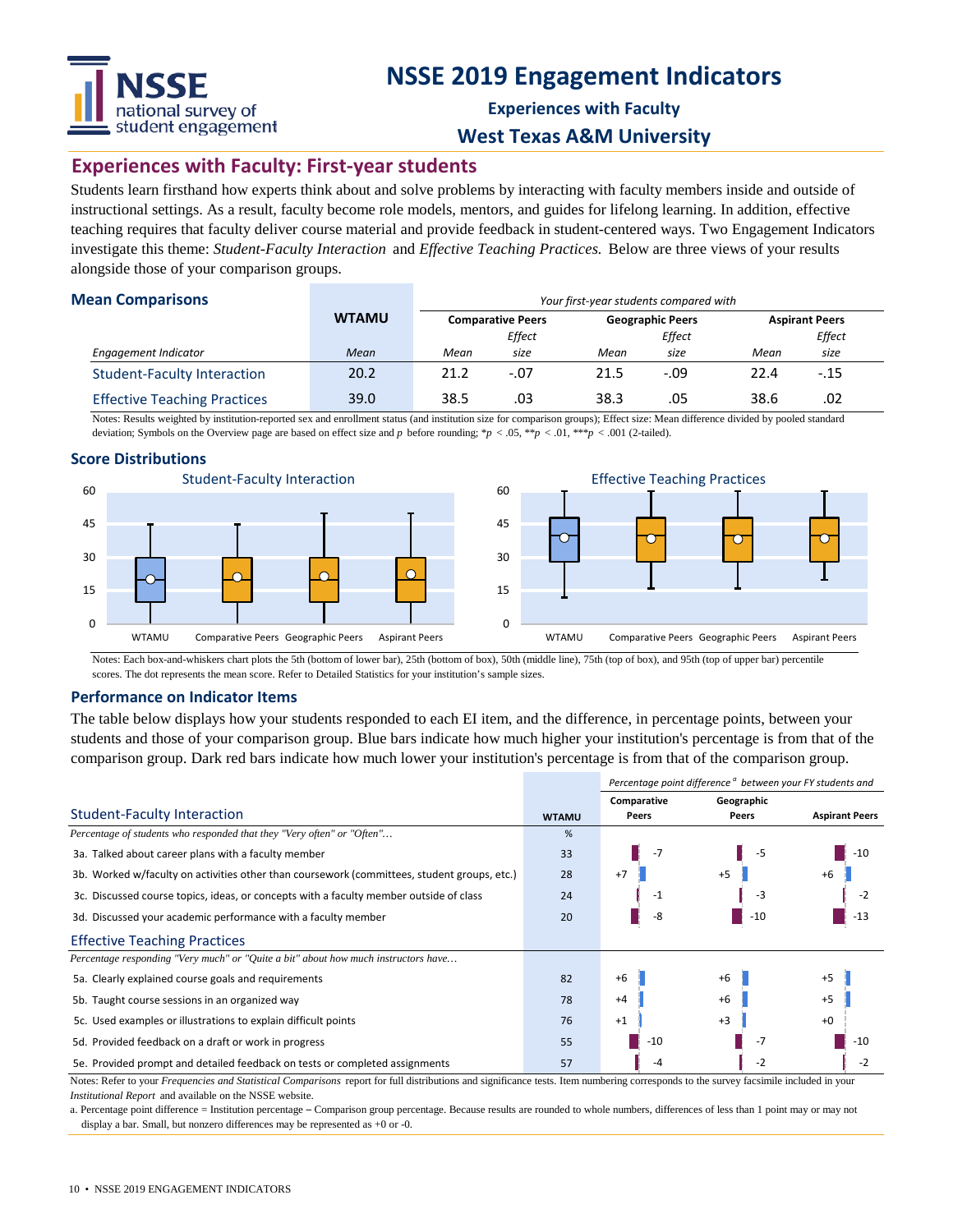# NSSE 2019 Engagement Indicators

**Experiences with Faculty**

**West Texas A&M University**

## Experiences with Faculty: First-year students

Students learn firsthand how experts think about and solve problems by interacting with faculty members inside and outside of instructional settings. As a result, faculty become role models, mentors, and guides for lifelong learning. In addition, effective teaching requires that faculty deliver course material and provide feedback in student-centered ways. Two Engagement Indicators investigate this theme: *Student-Faculty Interaction* and *Effective Teaching Practices.* Below are three views of your results alongside those of your comparison groups.

### Mean Comparisons

| | WTAMU | *Your first-year students compared with* | | | | | |
|---|---|---|---|---|---|---|---|
| | | **Comparative Peers** | | **Geographic Peers** | | **Aspirant Peers** | |
| *Engagement Indicator* | *Mean* | *Mean* | *Effect size* | *Mean* | *Effect size* | *Mean* | *Effect size* |
| Student-Faculty Interaction | 20.2 | 21.2 | -.07 | 21.5 | -.09 | 22.4 | -.15 |
| Effective Teaching Practices | 39.0 | 38.5 | .03 | 38.3 | .05 | 38.6 | .02 |

Notes: Results weighted by institution-reported sex and enrollment status (and institution size for comparison groups); Effect size: Mean difference divided by pooled standard deviation; Symbols on the Overview page are based on effect size and *p* before rounding; $*p < .05$, $**p < .01$, $***p < .001$ (2-tailed).

### Score Distributions

Student-Faculty Interaction — WTAMU, Comparative Peers, Geographic Peers, Aspirant Peers

Effective Teaching Practices — WTAMU, Comparative Peers, Geographic Peers, Aspirant Peers

Notes: Each box-and-whiskers chart plots the 5th (bottom of lower bar), 25th (bottom of box), 50th (middle line), 75th (top of box), and 95th (top of upper bar) percentile scores. The dot represents the mean score. Refer to Detailed Statistics for your institution's sample sizes.

### Performance on Indicator Items

The table below displays how your students responded to each EI item, and the difference, in percentage points, between your students and those of your comparison group. Blue bars indicate how much higher your institution's percentage is from that of the comparison group. Dark red bars indicate how much lower your institution's percentage is from that of the comparison group.

| | WTAMU | *Percentage point difference[a] between your FY students and* | | |
|---|---|---|---|---|
| **Student-Faculty Interaction** | | **Comparative Peers** | **Geographic Peers** | **Aspirant Peers** |
| *Percentage of students who responded that they "Very often" or "Often"…* | % | | | |
| 3a. Talked about career plans with a faculty member | 33 | -7 | -5 | -10 |
| 3b. Worked w/faculty on activities other than coursework (committees, student groups, etc.) | 28 | +7 | +5 | +6 |
| 3c. Discussed course topics, ideas, or concepts with a faculty member outside of class | 24 | -1 | -3 | -2 |
| 3d. Discussed your academic performance with a faculty member | 20 | -8 | -10 | -13 |
| **Effective Teaching Practices** | | | | |
| *Percentage responding "Very much" or "Quite a bit" about how much instructors have…* | | | | |
| 5a. Clearly explained course goals and requirements | 82 | +6 | +6 | +5 |
| 5b. Taught course sessions in an organized way | 78 | +4 | +6 | +5 |
| 5c. Used examples or illustrations to explain difficult points | 76 | +1 | +3 | +0 |
| 5d. Provided feedback on a draft or work in progress | 55 | -10 | -7 | -10 |
| 5e. Provided prompt and detailed feedback on tests or completed assignments | 57 | -4 | -2 | -2 |

Notes: Refer to your *Frequencies and Statistical Comparisons* report for full distributions and significance tests. Item numbering corresponds to the survey facsimile included in your *Institutional Report* and available on the NSSE website.

a. Percentage point difference = Institution percentage – Comparison group percentage. Because results are rounded to whole numbers, differences of less than 1 point may or may not display a bar. Small, but nonzero differences may be represented as +0 or -0.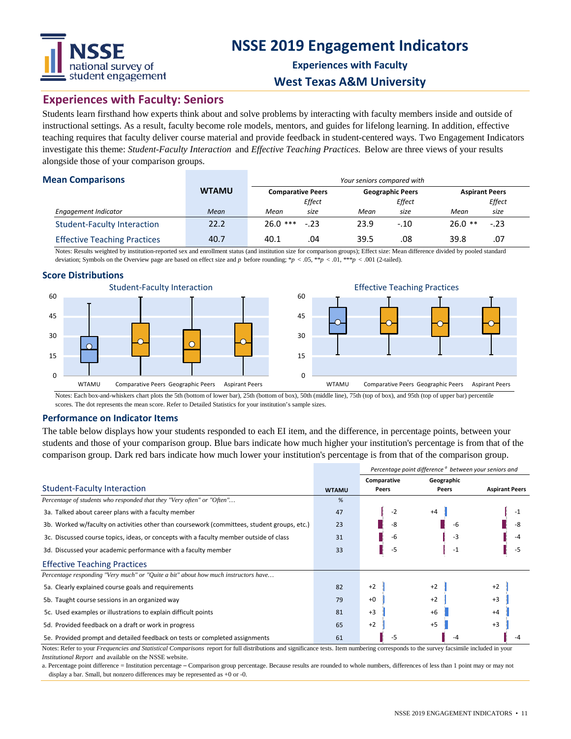# NSSE 2019 Engagement Indicators

### Experiences with Faculty

### West Texas A&M University

## Experiences with Faculty: Seniors

Students learn firsthand how experts think about and solve problems by interacting with faculty members inside and outside of instructional settings. As a result, faculty become role models, mentors, and guides for lifelong learning. In addition, effective teaching requires that faculty deliver course material and provide feedback in student-centered ways. Two Engagement Indicators investigate this theme: *Student-Faculty Interaction* and *Effective Teaching Practices.* Below are three views of your results alongside those of your comparison groups.

### Mean Comparisons

| | WTAMU | *Your seniors compared with* | | | | | |
|---|---|---|---|---|---|---|---|
| | | **Comparative Peers** | | **Geographic Peers** | | **Aspirant Peers** | |
| *Engagement Indicator* | *Mean* | *Mean* | *Effect size* | *Mean* | *Effect size* | *Mean* | *Effect size* |
| Student-Faculty Interaction | 22.2 | 26.0 *** | -.23 | 23.9 | -.10 | 26.0 ** | -.23 |
| Effective Teaching Practices | 40.7 | 40.1 | .04 | 39.5 | .08 | 39.8 | .07 |

Notes: Results weighted by institution-reported sex and enrollment status (and institution size for comparison groups); Effect size: Mean difference divided by pooled standard deviation; Symbols on the Overview page are based on effect size and *p* before rounding; $*p < .05$, $**p < .01$, $***p < .001$ (2-tailed).

### Score Distributions

Student-Faculty Interaction — WTAMU, Comparative Peers, Geographic Peers, Aspirant Peers

Effective Teaching Practices — WTAMU, Comparative Peers, Geographic Peers, Aspirant Peers

Notes: Each box-and-whiskers chart plots the 5th (bottom of lower bar), 25th (bottom of box), 50th (middle line), 75th (top of box), and 95th (top of upper bar) percentile scores. The dot represents the mean score. Refer to Detailed Statistics for your institution's sample sizes.

### Performance on Indicator Items

The table below displays how your students responded to each EI item, and the difference, in percentage points, between your students and those of your comparison group. Blue bars indicate how much higher your institution's percentage is from that of the comparison group. Dark red bars indicate how much lower your institution's percentage is from that of the comparison group.

| | WTAMU | *Percentage point difference[a] between your seniors and* | | |
|---|---|---|---|---|
| | | **Comparative Peers** | **Geographic Peers** | **Aspirant Peers** |
| **Student-Faculty Interaction** | | | | |
| *Percentage of students who responded that they "Very often" or "Often"…* | % | | | |
| 3a. Talked about career plans with a faculty member | 47 | -2 | +4 | -1 |
| 3b. Worked w/faculty on activities other than coursework (committees, student groups, etc.) | 23 | -8 | -6 | -8 |
| 3c. Discussed course topics, ideas, or concepts with a faculty member outside of class | 31 | -6 | -3 | -4 |
| 3d. Discussed your academic performance with a faculty member | 33 | -5 | -1 | -5 |
| **Effective Teaching Practices** | | | | |
| *Percentage responding "Very much" or "Quite a bit" about how much instructors have…* | | | | |
| 5a. Clearly explained course goals and requirements | 82 | +2 | +2 | +2 |
| 5b. Taught course sessions in an organized way | 79 | +0 | +2 | +3 |
| 5c. Used examples or illustrations to explain difficult points | 81 | +3 | +6 | +4 |
| 5d. Provided feedback on a draft or work in progress | 65 | +2 | +5 | +3 |
| 5e. Provided prompt and detailed feedback on tests or completed assignments | 61 | -5 | -4 | -4 |

Notes: Refer to your *Frequencies and Statistical Comparisons* report for full distributions and significance tests. Item numbering corresponds to the survey facsimile included in your *Institutional Report* and available on the NSSE website.

a. Percentage point difference = Institution percentage – Comparison group percentage. Because results are rounded to whole numbers, differences of less than 1 point may or may not display a bar. Small, but nonzero differences may be represented as +0 or -0.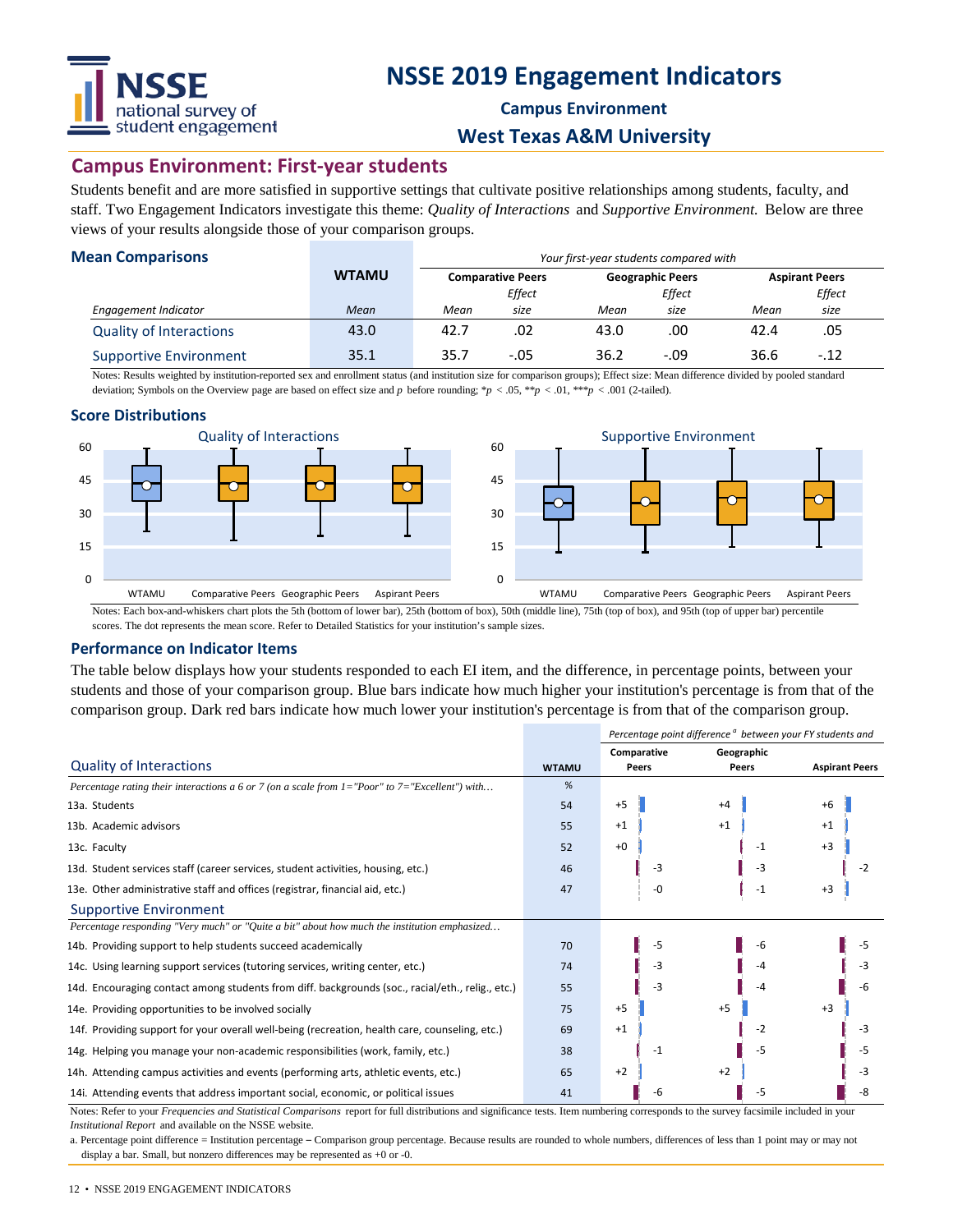# NSSE 2019 Engagement Indicators

**Campus Environment**

**West Texas A&M University**

## Campus Environment: First-year students

Students benefit and are more satisfied in supportive settings that cultivate positive relationships among students, faculty, and staff. Two Engagement Indicators investigate this theme: *Quality of Interactions* and *Supportive Environment.* Below are three views of your results alongside those of your comparison groups.

### Mean Comparisons

| | WTAMU | *Your first-year students compared with* | | | | | |
|---|---|---|---|---|---|---|---|
| | | **Comparative Peers** | | **Geographic Peers** | | **Aspirant Peers** | |
| *Engagement Indicator* | *Mean* | *Mean* | *Effect size* | *Mean* | *Effect size* | *Mean* | *Effect size* |
| Quality of Interactions | 43.0 | 42.7 | .02 | 43.0 | .00 | 42.4 | .05 |
| Supportive Environment | 35.1 | 35.7 | -.05 | 36.2 | -.09 | 36.6 | -.12 |

Notes: Results weighted by institution-reported sex and enrollment status (and institution size for comparison groups); Effect size: Mean difference divided by pooled standard deviation; Symbols on the Overview page are based on effect size and *p* before rounding; $*p < .05$, $**p < .01$, $***p < .001$ (2-tailed).

### Score Distributions

Notes: Each box-and-whiskers chart plots the 5th (bottom of lower bar), 25th (bottom of box), 50th (middle line), 75th (top of box), and 95th (top of upper bar) percentile scores. The dot represents the mean score. Refer to Detailed Statistics for your institution's sample sizes.

### Performance on Indicator Items

The table below displays how your students responded to each EI item, and the difference, in percentage points, between your students and those of your comparison group. Blue bars indicate how much higher your institution's percentage is from that of the comparison group. Dark red bars indicate how much lower your institution's percentage is from that of the comparison group.

| | WTAMU | *Percentage point difference [a] between your FY students and* Comparative Peers | Geographic Peers | Aspirant Peers |
|---|---|---|---|---|
| **Quality of Interactions** | | | | |
| *Percentage rating their interactions a 6 or 7 (on a scale from 1="Poor" to 7="Excellent") with…* | % | | | |
| 13a. Students | 54 | +5 | +4 | +6 |
| 13b. Academic advisors | 55 | +1 | +1 | +1 |
| 13c. Faculty | 52 | +0 | -1 | +3 |
| 13d. Student services staff (career services, student activities, housing, etc.) | 46 | -3 | -3 | -2 |
| 13e. Other administrative staff and offices (registrar, financial aid, etc.) | 47 | -0 | -1 | +3 |
| **Supportive Environment** | | | | |
| *Percentage responding "Very much" or "Quite a bit" about how much the institution emphasized…* | | | | |
| 14b. Providing support to help students succeed academically | 70 | -5 | -6 | -5 |
| 14c. Using learning support services (tutoring services, writing center, etc.) | 74 | -3 | -4 | -3 |
| 14d. Encouraging contact among students from diff. backgrounds (soc., racial/eth., relig., etc.) | 55 | -3 | -4 | -6 |
| 14e. Providing opportunities to be involved socially | 75 | +5 | +5 | +3 |
| 14f. Providing support for your overall well-being (recreation, health care, counseling, etc.) | 69 | +1 | -2 | -3 |
| 14g. Helping you manage your non-academic responsibilities (work, family, etc.) | 38 | -1 | -5 | -5 |
| 14h. Attending campus activities and events (performing arts, athletic events, etc.) | 65 | +2 | +2 | -3 |
| 14i. Attending events that address important social, economic, or political issues | 41 | -6 | -5 | -8 |

Notes: Refer to your *Frequencies and Statistical Comparisons* report for full distributions and significance tests. Item numbering corresponds to the survey facsimile included in your *Institutional Report* and available on the NSSE website.

a. Percentage point difference = Institution percentage – Comparison group percentage. Because results are rounded to whole numbers, differences of less than 1 point may or may not display a bar. Small, but nonzero differences may be represented as +0 or -0.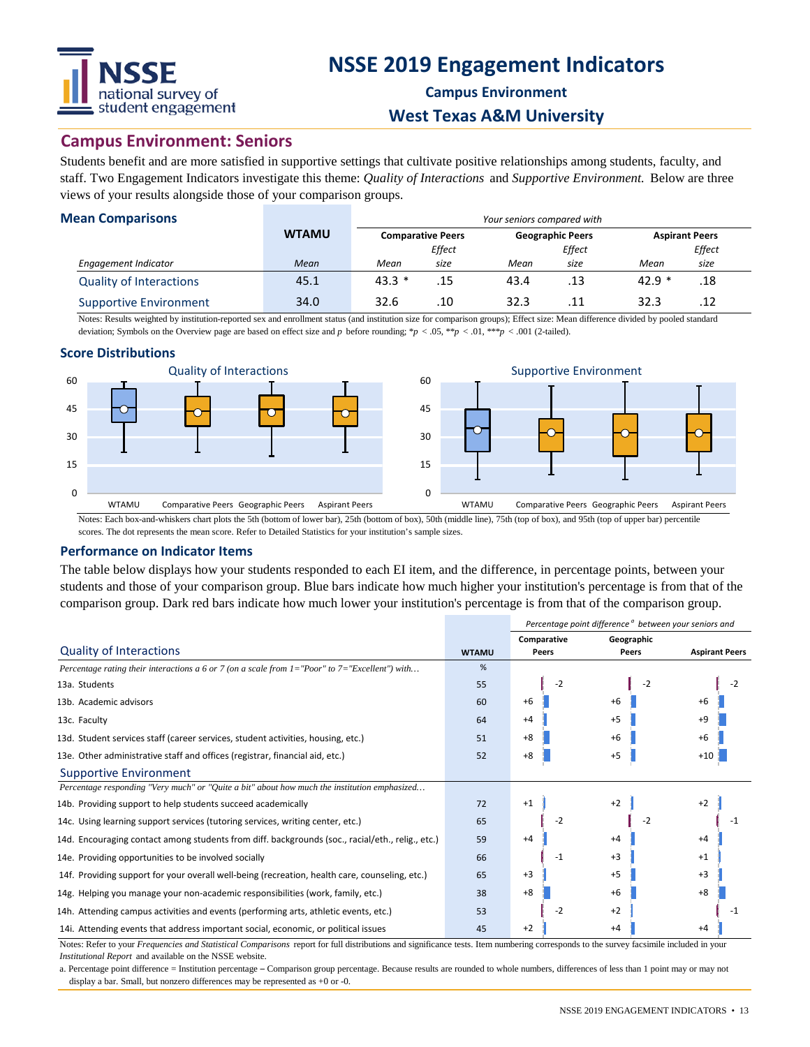# NSSE 2019 Engagement Indicators

**Campus Environment**

**West Texas A&M University**

## Campus Environment: Seniors

Students benefit and are more satisfied in supportive settings that cultivate positive relationships among students, faculty, and staff. Two Engagement Indicators investigate this theme: *Quality of Interactions* and *Supportive Environment.* Below are three views of your results alongside those of your comparison groups.

### Mean Comparisons

| | WTAMU | Your seniors compared with | | | | | |
|---|---|---|---|---|---|---|---|
| | | Comparative Peers | | Geographic Peers | | Aspirant Peers | |
| *Engagement Indicator* | *Mean* | *Mean* | *Effect size* | *Mean* | *Effect size* | *Mean* | *Effect size* |
| Quality of Interactions | 45.1 | 43.3 * | .15 | 43.4 | .13 | 42.9 * | .18 |
| Supportive Environment | 34.0 | 32.6 | .10 | 32.3 | .11 | 32.3 | .12 |

Notes: Results weighted by institution-reported sex and enrollment status (and institution size for comparison groups); Effect size: Mean difference divided by pooled standard deviation; Symbols on the Overview page are based on effect size and *p* before rounding; $*p < .05$, $**p < .01$, $***p < .001$ (2-tailed).

### Score Distributions

Quality of Interactions | Supportive Environment

(Box-and-whiskers charts for WTAMU, Comparative Peers, Geographic Peers, Aspirant Peers; scale 0–60)

Notes: Each box-and-whiskers chart plots the 5th (bottom of lower bar), 25th (bottom of box), 50th (middle line), 75th (top of box), and 95th (top of upper bar) percentile scores. The dot represents the mean score. Refer to Detailed Statistics for your institution's sample sizes.

### Performance on Indicator Items

The table below displays how your students responded to each EI item, and the difference, in percentage points, between your students and those of your comparison group. Blue bars indicate how much higher your institution's percentage is from that of the comparison group. Dark red bars indicate how much lower your institution's percentage is from that of the comparison group.

| | WTAMU | Percentage point difference[a] between your seniors and | | |
|---|---|---|---|---|
| **Quality of Interactions** | | **Comparative Peers** | **Geographic Peers** | **Aspirant Peers** |
| *Percentage rating their interactions a 6 or 7 (on a scale from 1="Poor" to 7="Excellent") with...* | % | | | |
| 13a. Students | 55 | -2 | -2 | -2 |
| 13b. Academic advisors | 60 | +6 | +6 | +6 |
| 13c. Faculty | 64 | +4 | +5 | +9 |
| 13d. Student services staff (career services, student activities, housing, etc.) | 51 | +8 | +6 | +6 |
| 13e. Other administrative staff and offices (registrar, financial aid, etc.) | 52 | +8 | +5 | +10 |
| **Supportive Environment** | | | | |
| *Percentage responding "Very much" or "Quite a bit" about how much the institution emphasized...* | | | | |
| 14b. Providing support to help students succeed academically | 72 | +1 | +2 | +2 |
| 14c. Using learning support services (tutoring services, writing center, etc.) | 65 | -2 | -2 | -1 |
| 14d. Encouraging contact among students from diff. backgrounds (soc., racial/eth., relig., etc.) | 59 | +4 | +4 | +4 |
| 14e. Providing opportunities to be involved socially | 66 | -1 | +3 | +1 |
| 14f. Providing support for your overall well-being (recreation, health care, counseling, etc.) | 65 | +3 | +5 | +3 |
| 14g. Helping you manage your non-academic responsibilities (work, family, etc.) | 38 | +8 | +6 | +8 |
| 14h. Attending campus activities and events (performing arts, athletic events, etc.) | 53 | -2 | +2 | -1 |
| 14i. Attending events that address important social, economic, or political issues | 45 | +2 | +4 | +4 |

Notes: Refer to your *Frequencies and Statistical Comparisons* report for full distributions and significance tests. Item numbering corresponds to the survey facsimile included in your *Institutional Report* and available on the NSSE website.

a. Percentage point difference = Institution percentage – Comparison group percentage. Because results are rounded to whole numbers, differences of less than 1 point may or may not display a bar. Small, but nonzero differences may be represented as +0 or -0.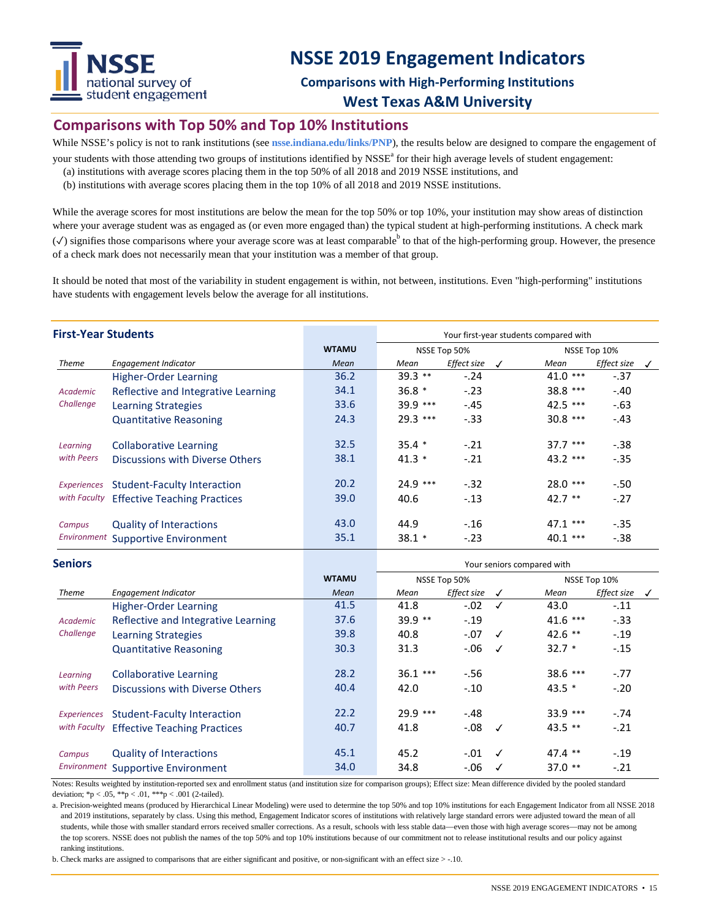# NSSE 2019 Engagement Indicators

### Comparisons with High-Performing Institutions

### West Texas A&M University

## Comparisons with Top 50% and Top 10% Institutions

While NSSE's policy is not to rank institutions (see **nsse.indiana.edu/links/PNP**), the results below are designed to compare the engagement of your students with those attending two groups of institutions identified by NSSE[a] for their high average levels of student engagement:

(a) institutions with average scores placing them in the top 50% of all 2018 and 2019 NSSE institutions, and
(b) institutions with average scores placing them in the top 10% of all 2018 and 2019 NSSE institutions.

While the average scores for most institutions are below the mean for the top 50% or top 10%, your institution may show areas of distinction where your average student was as engaged as (or even more engaged than) the typical student at high-performing institutions. A check mark (✓) signifies those comparisons where your average score was at least comparable[b] to that of the high-performing group. However, the presence of a check mark does not necessarily mean that your institution was a member of that group.

It should be noted that most of the variability in student engagement is within, not between, institutions. Even "high-performing" institutions have students with engagement levels below the average for all institutions.

### First-Year Students

| | | | Your first-year students compared with | | | | | |
|---|---|---|---|---|---|---|---|---|
| | | **WTAMU** | NSSE Top 50% | | | NSSE Top 10% | | |
| *Theme* | *Engagement Indicator* | *Mean* | *Mean* | *Effect size* | ✓ | *Mean* | *Effect size* | ✓ |
| *Academic Challenge* | Higher-Order Learning | 36.2 | 39.3 ** | -.24 | | 41.0 *** | -.37 | |
| | Reflective and Integrative Learning | 34.1 | 36.8 * | -.23 | | 38.8 *** | -.40 | |
| | Learning Strategies | 33.6 | 39.9 *** | -.45 | | 42.5 *** | -.63 | |
| | Quantitative Reasoning | 24.3 | 29.3 *** | -.33 | | 30.8 *** | -.43 | |
| *Learning with Peers* | Collaborative Learning | 32.5 | 35.4 * | -.21 | | 37.7 *** | -.38 | |
| | Discussions with Diverse Others | 38.1 | 41.3 * | -.21 | | 43.2 *** | -.35 | |
| *Experiences with Faculty* | Student-Faculty Interaction | 20.2 | 24.9 *** | -.32 | | 28.0 *** | -.50 | |
| | Effective Teaching Practices | 39.0 | 40.6 | -.13 | | 42.7 ** | -.27 | |
| *Campus Environment* | Quality of Interactions | 43.0 | 44.9 | -.16 | | 47.1 *** | -.35 | |
| | Supportive Environment | 35.1 | 38.1 * | -.23 | | 40.1 *** | -.38 | |

### Seniors

| | | | Your seniors compared with | | | | | |
|---|---|---|---|---|---|---|---|---|
| | | **WTAMU** | NSSE Top 50% | | | NSSE Top 10% | | |
| *Theme* | *Engagement Indicator* | *Mean* | *Mean* | *Effect size* | ✓ | *Mean* | *Effect size* | ✓ |
| *Academic Challenge* | Higher-Order Learning | 41.5 | 41.8 | -.02 | ✓ | 43.0 | -.11 | |
| | Reflective and Integrative Learning | 37.6 | 39.9 ** | -.19 | | 41.6 *** | -.33 | |
| | Learning Strategies | 39.8 | 40.8 | -.07 | ✓ | 42.6 ** | -.19 | |
| | Quantitative Reasoning | 30.3 | 31.3 | -.06 | ✓ | 32.7 * | -.15 | |
| *Learning with Peers* | Collaborative Learning | 28.2 | 36.1 *** | -.56 | | 38.6 *** | -.77 | |
| | Discussions with Diverse Others | 40.4 | 42.0 | -.10 | | 43.5 * | -.20 | |
| *Experiences with Faculty* | Student-Faculty Interaction | 22.2 | 29.9 *** | -.48 | | 33.9 *** | -.74 | |
| | Effective Teaching Practices | 40.7 | 41.8 | -.08 | ✓ | 43.5 ** | -.21 | |
| *Campus Environment* | Quality of Interactions | 45.1 | 45.2 | -.01 | ✓ | 47.4 ** | -.19 | |
| | Supportive Environment | 34.0 | 34.8 | -.06 | ✓ | 37.0 ** | -.21 | |

Notes: Results weighted by institution-reported sex and enrollment status (and institution size for comparison groups); Effect size: Mean difference divided by the pooled standard deviation; *p < .05, **p < .01, ***p < .001 (2-tailed).

a. Precision-weighted means (produced by Hierarchical Linear Modeling) were used to determine the top 50% and top 10% institutions for each Engagement Indicator from all NSSE 2018 and 2019 institutions, separately by class. Using this method, Engagement Indicator scores of institutions with relatively large standard errors were adjusted toward the mean of all students, while those with smaller standard errors received smaller corrections. As a result, schools with less stable data—even those with high average scores—may not be among the top scorers. NSSE does not publish the names of the top 50% and top 10% institutions because of our commitment not to release institutional results and our policy against ranking institutions.

b. Check marks are assigned to comparisons that are either significant and positive, or non-significant with an effect size > -.10.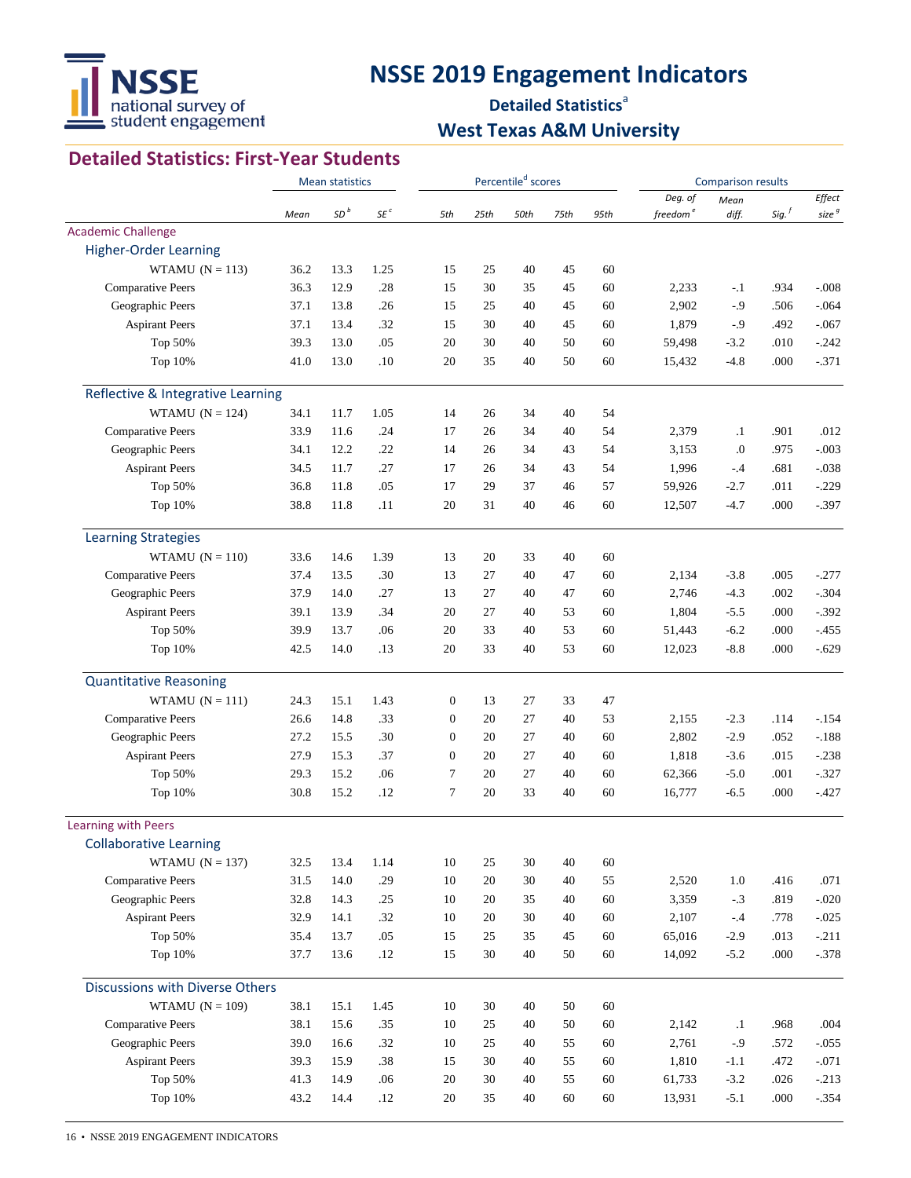# NSSE 2019 Engagement Indicators

## Detailed Statistics[a]

## West Texas A&M University

## Detailed Statistics: First-Year Students

| | Mean statistics | | | Percentile[d] scores | | | | | Comparison results | | | |
|---|---|---|---|---|---|---|---|---|---|---|---|---|
| | *Mean* | *SD*[b] | *SE*[c] | *5th* | *25th* | *50th* | *75th* | *95th* | *Deg. of freedom*[e] | *Mean diff.* | *Sig.*[f] | *Effect size*[g] |
| **Academic Challenge** | | | | | | | | | | | | |
| **Higher-Order Learning** | | | | | | | | | | | | |
| WTAMU (N = 113) | 36.2 | 13.3 | 1.25 | 15 | 25 | 40 | 45 | 60 | | | | |
| Comparative Peers | 36.3 | 12.9 | .28 | 15 | 30 | 35 | 45 | 60 | 2,233 | -.1 | .934 | -.008 |
| Geographic Peers | 37.1 | 13.8 | .26 | 15 | 25 | 40 | 45 | 60 | 2,902 | -.9 | .506 | -.064 |
| Aspirant Peers | 37.1 | 13.4 | .32 | 15 | 30 | 40 | 45 | 60 | 1,879 | -.9 | .492 | -.067 |
| Top 50% | 39.3 | 13.0 | .05 | 20 | 30 | 40 | 50 | 60 | 59,498 | -3.2 | .010 | -.242 |
| Top 10% | 41.0 | 13.0 | .10 | 20 | 35 | 40 | 50 | 60 | 15,432 | -4.8 | .000 | -.371 |
| **Reflective & Integrative Learning** | | | | | | | | | | | | |
| WTAMU (N = 124) | 34.1 | 11.7 | 1.05 | 14 | 26 | 34 | 40 | 54 | | | | |
| Comparative Peers | 33.9 | 11.6 | .24 | 17 | 26 | 34 | 40 | 54 | 2,379 | .1 | .901 | .012 |
| Geographic Peers | 34.1 | 12.2 | .22 | 14 | 26 | 34 | 43 | 54 | 3,153 | .0 | .975 | -.003 |
| Aspirant Peers | 34.5 | 11.7 | .27 | 17 | 26 | 34 | 43 | 54 | 1,996 | -.4 | .681 | -.038 |
| Top 50% | 36.8 | 11.8 | .05 | 17 | 29 | 37 | 46 | 57 | 59,926 | -2.7 | .011 | -.229 |
| Top 10% | 38.8 | 11.8 | .11 | 20 | 31 | 40 | 46 | 60 | 12,507 | -4.7 | .000 | -.397 |
| **Learning Strategies** | | | | | | | | | | | | |
| WTAMU (N = 110) | 33.6 | 14.6 | 1.39 | 13 | 20 | 33 | 40 | 60 | | | | |
| Comparative Peers | 37.4 | 13.5 | .30 | 13 | 27 | 40 | 47 | 60 | 2,134 | -3.8 | .005 | -.277 |
| Geographic Peers | 37.9 | 14.0 | .27 | 13 | 27 | 40 | 47 | 60 | 2,746 | -4.3 | .002 | -.304 |
| Aspirant Peers | 39.1 | 13.9 | .34 | 20 | 27 | 40 | 53 | 60 | 1,804 | -5.5 | .000 | -.392 |
| Top 50% | 39.9 | 13.7 | .06 | 20 | 33 | 40 | 53 | 60 | 51,443 | -6.2 | .000 | -.455 |
| Top 10% | 42.5 | 14.0 | .13 | 20 | 33 | 40 | 53 | 60 | 12,023 | -8.8 | .000 | -.629 |
| **Quantitative Reasoning** | | | | | | | | | | | | |
| WTAMU (N = 111) | 24.3 | 15.1 | 1.43 | 0 | 13 | 27 | 33 | 47 | | | | |
| Comparative Peers | 26.6 | 14.8 | .33 | 0 | 20 | 27 | 40 | 53 | 2,155 | -2.3 | .114 | -.154 |
| Geographic Peers | 27.2 | 15.5 | .30 | 0 | 20 | 27 | 40 | 60 | 2,802 | -2.9 | .052 | -.188 |
| Aspirant Peers | 27.9 | 15.3 | .37 | 0 | 20 | 27 | 40 | 60 | 1,818 | -3.6 | .015 | -.238 |
| Top 50% | 29.3 | 15.2 | .06 | 7 | 20 | 27 | 40 | 60 | 62,366 | -5.0 | .001 | -.327 |
| Top 10% | 30.8 | 15.2 | .12 | 7 | 20 | 33 | 40 | 60 | 16,777 | -6.5 | .000 | -.427 |
| **Learning with Peers** | | | | | | | | | | | | |
| **Collaborative Learning** | | | | | | | | | | | | |
| WTAMU (N = 137) | 32.5 | 13.4 | 1.14 | 10 | 25 | 30 | 40 | 60 | | | | |
| Comparative Peers | 31.5 | 14.0 | .29 | 10 | 20 | 30 | 40 | 55 | 2,520 | 1.0 | .416 | .071 |
| Geographic Peers | 32.8 | 14.3 | .25 | 10 | 20 | 35 | 40 | 60 | 3,359 | -.3 | .819 | -.020 |
| Aspirant Peers | 32.9 | 14.1 | .32 | 10 | 20 | 30 | 40 | 60 | 2,107 | -.4 | .778 | -.025 |
| Top 50% | 35.4 | 13.7 | .05 | 15 | 25 | 35 | 45 | 60 | 65,016 | -2.9 | .013 | -.211 |
| Top 10% | 37.7 | 13.6 | .12 | 15 | 30 | 40 | 50 | 60 | 14,092 | -5.2 | .000 | -.378 |
| **Discussions with Diverse Others** | | | | | | | | | | | | |
| WTAMU (N = 109) | 38.1 | 15.1 | 1.45 | 10 | 30 | 40 | 50 | 60 | | | | |
| Comparative Peers | 38.1 | 15.6 | .35 | 10 | 25 | 40 | 50 | 60 | 2,142 | .1 | .968 | .004 |
| Geographic Peers | 39.0 | 16.6 | .32 | 10 | 25 | 40 | 55 | 60 | 2,761 | -.9 | .572 | -.055 |
| Aspirant Peers | 39.3 | 15.9 | .38 | 15 | 30 | 40 | 55 | 60 | 1,810 | -1.1 | .472 | -.071 |
| Top 50% | 41.3 | 14.9 | .06 | 20 | 30 | 40 | 55 | 60 | 61,733 | -3.2 | .026 | -.213 |
| Top 10% | 43.2 | 14.4 | .12 | 20 | 35 | 40 | 60 | 60 | 13,931 | -5.1 | .000 | -.354 |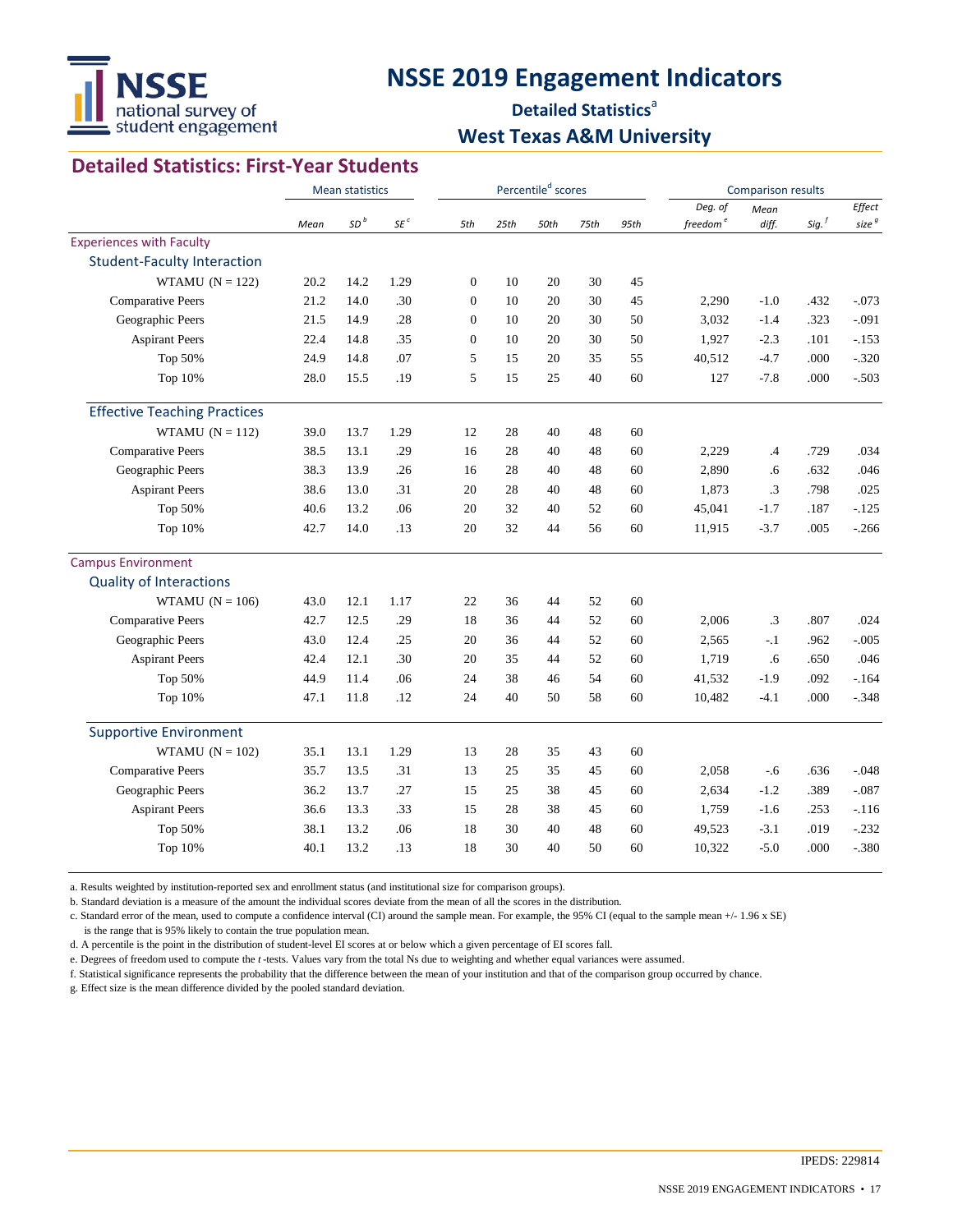# NSSE 2019 Engagement Indicators

## Detailed Statistics[a]

## West Texas A&M University

## Detailed Statistics: First-Year Students

| | Mean statistics | | | Percentile[d] scores | | | | | Comparison results | | | |
|---|---|---|---|---|---|---|---|---|---|---|---|---|
| | Mean | SD[b] | SE[c] | 5th | 25th | 50th | 75th | 95th | Deg. of freedom[e] | Mean diff. | Sig.[f] | Effect size[g] |
| **Experiences with Faculty** | | | | | | | | | | | | |
| **Student-Faculty Interaction** | | | | | | | | | | | | |
| WTAMU (N = 122) | 20.2 | 14.2 | 1.29 | 0 | 10 | 20 | 30 | 45 | | | | |
| Comparative Peers | 21.2 | 14.0 | .30 | 0 | 10 | 20 | 30 | 45 | 2,290 | -1.0 | .432 | -.073 |
| Geographic Peers | 21.5 | 14.9 | .28 | 0 | 10 | 20 | 30 | 50 | 3,032 | -1.4 | .323 | -.091 |
| Aspirant Peers | 22.4 | 14.8 | .35 | 0 | 10 | 20 | 30 | 50 | 1,927 | -2.3 | .101 | -.153 |
| Top 50% | 24.9 | 14.8 | .07 | 5 | 15 | 20 | 35 | 55 | 40,512 | -4.7 | .000 | -.320 |
| Top 10% | 28.0 | 15.5 | .19 | 5 | 15 | 25 | 40 | 60 | 127 | -7.8 | .000 | -.503 |
| **Effective Teaching Practices** | | | | | | | | | | | | |
| WTAMU (N = 112) | 39.0 | 13.7 | 1.29 | 12 | 28 | 40 | 48 | 60 | | | | |
| Comparative Peers | 38.5 | 13.1 | .29 | 16 | 28 | 40 | 48 | 60 | 2,229 | .4 | .729 | .034 |
| Geographic Peers | 38.3 | 13.9 | .26 | 16 | 28 | 40 | 48 | 60 | 2,890 | .6 | .632 | .046 |
| Aspirant Peers | 38.6 | 13.0 | .31 | 20 | 28 | 40 | 48 | 60 | 1,873 | .3 | .798 | .025 |
| Top 50% | 40.6 | 13.2 | .06 | 20 | 32 | 40 | 52 | 60 | 45,041 | -1.7 | .187 | -.125 |
| Top 10% | 42.7 | 14.0 | .13 | 20 | 32 | 44 | 56 | 60 | 11,915 | -3.7 | .005 | -.266 |
| **Campus Environment** | | | | | | | | | | | | |
| **Quality of Interactions** | | | | | | | | | | | | |
| WTAMU (N = 106) | 43.0 | 12.1 | 1.17 | 22 | 36 | 44 | 52 | 60 | | | | |
| Comparative Peers | 42.7 | 12.5 | .29 | 18 | 36 | 44 | 52 | 60 | 2,006 | .3 | .807 | .024 |
| Geographic Peers | 43.0 | 12.4 | .25 | 20 | 36 | 44 | 52 | 60 | 2,565 | -.1 | .962 | -.005 |
| Aspirant Peers | 42.4 | 12.1 | .30 | 20 | 35 | 44 | 52 | 60 | 1,719 | .6 | .650 | .046 |
| Top 50% | 44.9 | 11.4 | .06 | 24 | 38 | 46 | 54 | 60 | 41,532 | -1.9 | .092 | -.164 |
| Top 10% | 47.1 | 11.8 | .12 | 24 | 40 | 50 | 58 | 60 | 10,482 | -4.1 | .000 | -.348 |
| **Supportive Environment** | | | | | | | | | | | | |
| WTAMU (N = 102) | 35.1 | 13.1 | 1.29 | 13 | 28 | 35 | 43 | 60 | | | | |
| Comparative Peers | 35.7 | 13.5 | .31 | 13 | 25 | 35 | 45 | 60 | 2,058 | -.6 | .636 | -.048 |
| Geographic Peers | 36.2 | 13.7 | .27 | 15 | 25 | 38 | 45 | 60 | 2,634 | -1.2 | .389 | -.087 |
| Aspirant Peers | 36.6 | 13.3 | .33 | 15 | 28 | 38 | 45 | 60 | 1,759 | -1.6 | .253 | -.116 |
| Top 50% | 38.1 | 13.2 | .06 | 18 | 30 | 40 | 48 | 60 | 49,523 | -3.1 | .019 | -.232 |
| Top 10% | 40.1 | 13.2 | .13 | 18 | 30 | 40 | 50 | 60 | 10,322 | -5.0 | .000 | -.380 |

a. Results weighted by institution-reported sex and enrollment status (and institutional size for comparison groups).

b. Standard deviation is a measure of the amount the individual scores deviate from the mean of all the scores in the distribution.

c. Standard error of the mean, used to compute a confidence interval (CI) around the sample mean. For example, the 95% CI (equal to the sample mean +/- 1.96 x SE) is the range that is 95% likely to contain the true population mean.

d. A percentile is the point in the distribution of student-level EI scores at or below which a given percentage of EI scores fall.

e. Degrees of freedom used to compute the *t*-tests. Values vary from the total Ns due to weighting and whether equal variances were assumed.

f. Statistical significance represents the probability that the difference between the mean of your institution and that of the comparison group occurred by chance.

g. Effect size is the mean difference divided by the pooled standard deviation.

IPEDS: 229814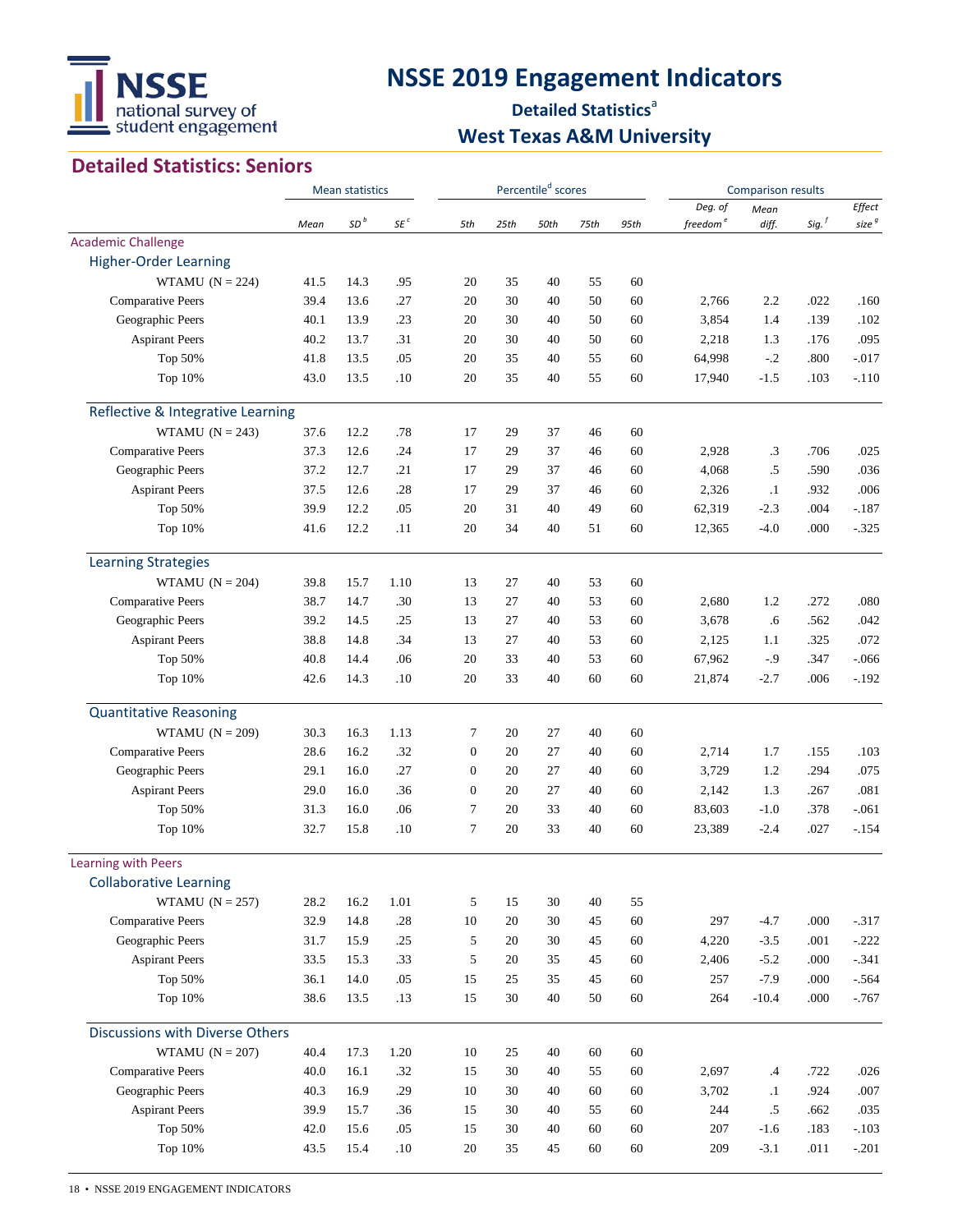# NSSE 2019 Engagement Indicators

**Detailed Statistics[a]**

**West Texas A&M University**

## Detailed Statistics: Seniors

| | Mean statistics | | | Percentile[d] scores | | | | | Comparison results | | | |
|---|---|---|---|---|---|---|---|---|---|---|---|---|
| | *Mean* | *SD[b]* | *SE[c]* | *5th* | *25th* | *50th* | *75th* | *95th* | *Deg. of freedom[e]* | *Mean diff.* | *Sig.[f]* | *Effect size[g]* |
| **Academic Challenge** | | | | | | | | | | | | |
| **Higher-Order Learning** | | | | | | | | | | | | |
| WTAMU (N = 224) | 41.5 | 14.3 | .95 | 20 | 35 | 40 | 55 | 60 | | | | |
| Comparative Peers | 39.4 | 13.6 | .27 | 20 | 30 | 40 | 50 | 60 | 2,766 | 2.2 | .022 | .160 |
| Geographic Peers | 40.1 | 13.9 | .23 | 20 | 30 | 40 | 50 | 60 | 3,854 | 1.4 | .139 | .102 |
| Aspirant Peers | 40.2 | 13.7 | .31 | 20 | 30 | 40 | 50 | 60 | 2,218 | 1.3 | .176 | .095 |
| Top 50% | 41.8 | 13.5 | .05 | 20 | 35 | 40 | 55 | 60 | 64,998 | -.2 | .800 | -.017 |
| Top 10% | 43.0 | 13.5 | .10 | 20 | 35 | 40 | 55 | 60 | 17,940 | -1.5 | .103 | -.110 |
| **Reflective & Integrative Learning** | | | | | | | | | | | | |
| WTAMU (N = 243) | 37.6 | 12.2 | .78 | 17 | 29 | 37 | 46 | 60 | | | | |
| Comparative Peers | 37.3 | 12.6 | .24 | 17 | 29 | 37 | 46 | 60 | 2,928 | .3 | .706 | .025 |
| Geographic Peers | 37.2 | 12.7 | .21 | 17 | 29 | 37 | 46 | 60 | 4,068 | .5 | .590 | .036 |
| Aspirant Peers | 37.5 | 12.6 | .28 | 17 | 29 | 37 | 46 | 60 | 2,326 | .1 | .932 | .006 |
| Top 50% | 39.9 | 12.2 | .05 | 20 | 31 | 40 | 49 | 60 | 62,319 | -2.3 | .004 | -.187 |
| Top 10% | 41.6 | 12.2 | .11 | 20 | 34 | 40 | 51 | 60 | 12,365 | -4.0 | .000 | -.325 |
| **Learning Strategies** | | | | | | | | | | | | |
| WTAMU (N = 204) | 39.8 | 15.7 | 1.10 | 13 | 27 | 40 | 53 | 60 | | | | |
| Comparative Peers | 38.7 | 14.7 | .30 | 13 | 27 | 40 | 53 | 60 | 2,680 | 1.2 | .272 | .080 |
| Geographic Peers | 39.2 | 14.5 | .25 | 13 | 27 | 40 | 53 | 60 | 3,678 | .6 | .562 | .042 |
| Aspirant Peers | 38.8 | 14.8 | .34 | 13 | 27 | 40 | 53 | 60 | 2,125 | 1.1 | .325 | .072 |
| Top 50% | 40.8 | 14.4 | .06 | 20 | 33 | 40 | 53 | 60 | 67,962 | -.9 | .347 | -.066 |
| Top 10% | 42.6 | 14.3 | .10 | 20 | 33 | 40 | 60 | 60 | 21,874 | -2.7 | .006 | -.192 |
| **Quantitative Reasoning** | | | | | | | | | | | | |
| WTAMU (N = 209) | 30.3 | 16.3 | 1.13 | 7 | 20 | 27 | 40 | 60 | | | | |
| Comparative Peers | 28.6 | 16.2 | .32 | 0 | 20 | 27 | 40 | 60 | 2,714 | 1.7 | .155 | .103 |
| Geographic Peers | 29.1 | 16.0 | .27 | 0 | 20 | 27 | 40 | 60 | 3,729 | 1.2 | .294 | .075 |
| Aspirant Peers | 29.0 | 16.0 | .36 | 0 | 20 | 27 | 40 | 60 | 2,142 | 1.3 | .267 | .081 |
| Top 50% | 31.3 | 16.0 | .06 | 7 | 20 | 33 | 40 | 60 | 83,603 | -1.0 | .378 | -.061 |
| Top 10% | 32.7 | 15.8 | .10 | 7 | 20 | 33 | 40 | 60 | 23,389 | -2.4 | .027 | -.154 |
| **Learning with Peers** | | | | | | | | | | | | |
| **Collaborative Learning** | | | | | | | | | | | | |
| WTAMU (N = 257) | 28.2 | 16.2 | 1.01 | 5 | 15 | 30 | 40 | 55 | | | | |
| Comparative Peers | 32.9 | 14.8 | .28 | 10 | 20 | 30 | 45 | 60 | 297 | -4.7 | .000 | -.317 |
| Geographic Peers | 31.7 | 15.9 | .25 | 5 | 20 | 30 | 45 | 60 | 4,220 | -3.5 | .001 | -.222 |
| Aspirant Peers | 33.5 | 15.3 | .33 | 5 | 20 | 35 | 45 | 60 | 2,406 | -5.2 | .000 | -.341 |
| Top 50% | 36.1 | 14.0 | .05 | 15 | 25 | 35 | 45 | 60 | 257 | -7.9 | .000 | -.564 |
| Top 10% | 38.6 | 13.5 | .13 | 15 | 30 | 40 | 50 | 60 | 264 | -10.4 | .000 | -.767 |
| **Discussions with Diverse Others** | | | | | | | | | | | | |
| WTAMU (N = 207) | 40.4 | 17.3 | 1.20 | 10 | 25 | 40 | 60 | 60 | | | | |
| Comparative Peers | 40.0 | 16.1 | .32 | 15 | 30 | 40 | 55 | 60 | 2,697 | .4 | .722 | .026 |
| Geographic Peers | 40.3 | 16.9 | .29 | 10 | 30 | 40 | 60 | 60 | 3,702 | .1 | .924 | .007 |
| Aspirant Peers | 39.9 | 15.7 | .36 | 15 | 30 | 40 | 55 | 60 | 244 | .5 | .662 | .035 |
| Top 50% | 42.0 | 15.6 | .05 | 15 | 30 | 40 | 60 | 60 | 207 | -1.6 | .183 | -.103 |
| Top 10% | 43.5 | 15.4 | .10 | 20 | 35 | 45 | 60 | 60 | 209 | -3.1 | .011 | -.201 |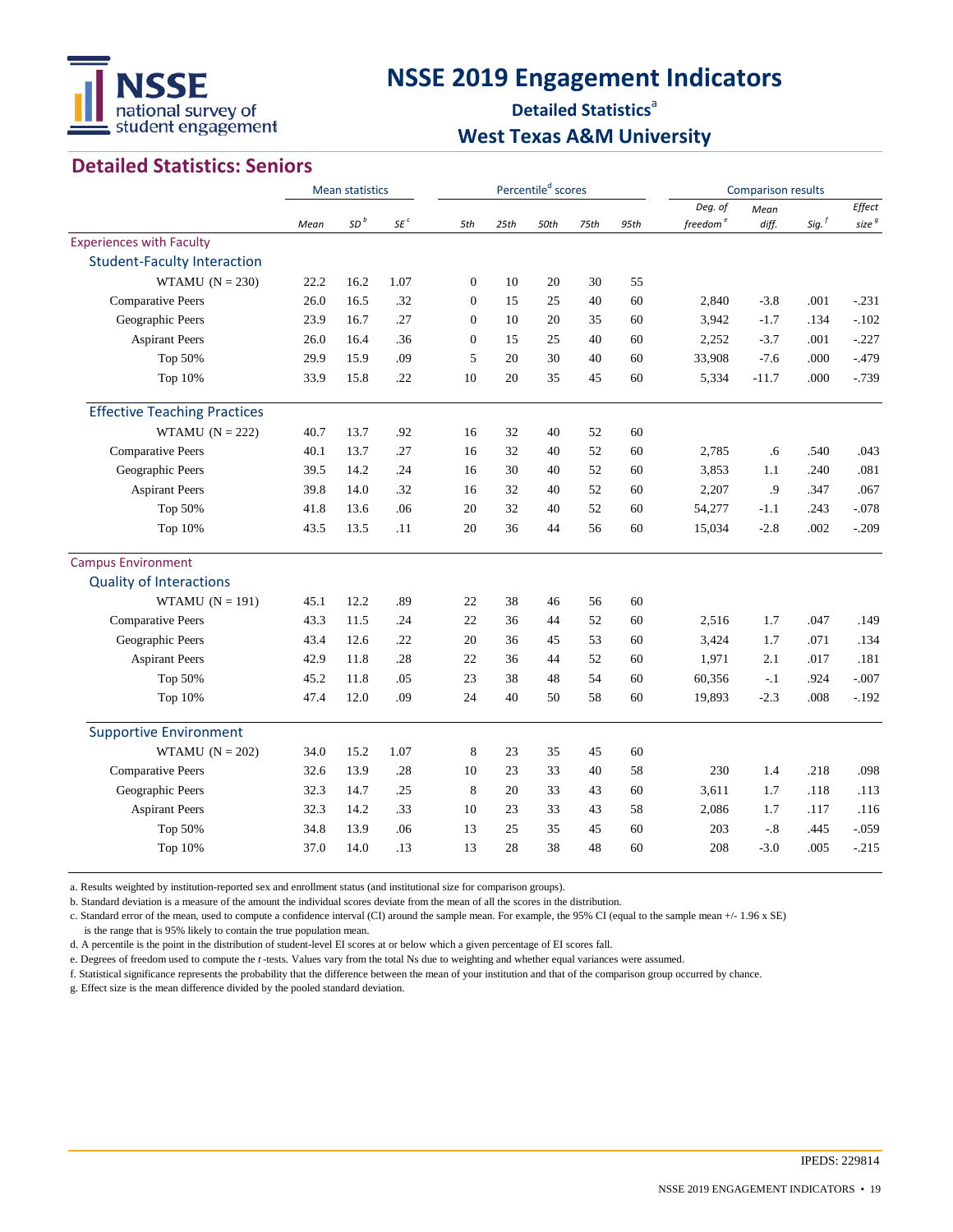# NSSE 2019 Engagement Indicators

## Detailed Statistics[a]

## West Texas A&M University

## Detailed Statistics: Seniors

| | Mean statistics | | | Percentile[d] scores | | | | | Comparison results | | | |
|---|---|---|---|---|---|---|---|---|---|---|---|---|
| | *Mean* | *SD*[b] | *SE*[c] | *5th* | *25th* | *50th* | *75th* | *95th* | *Deg. of freedom*[e] | *Mean diff.* | *Sig.*[f] | *Effect size*[g] |
| **Experiences with Faculty** | | | | | | | | | | | | |
| **Student-Faculty Interaction** | | | | | | | | | | | | |
| WTAMU (N = 230) | 22.2 | 16.2 | 1.07 | 0 | 10 | 20 | 30 | 55 | | | | |
| Comparative Peers | 26.0 | 16.5 | .32 | 0 | 15 | 25 | 40 | 60 | 2,840 | -3.8 | .001 | -.231 |
| Geographic Peers | 23.9 | 16.7 | .27 | 0 | 10 | 20 | 35 | 60 | 3,942 | -1.7 | .134 | -.102 |
| Aspirant Peers | 26.0 | 16.4 | .36 | 0 | 15 | 25 | 40 | 60 | 2,252 | -3.7 | .001 | -.227 |
| Top 50% | 29.9 | 15.9 | .09 | 5 | 20 | 30 | 40 | 60 | 33,908 | -7.6 | .000 | -.479 |
| Top 10% | 33.9 | 15.8 | .22 | 10 | 20 | 35 | 45 | 60 | 5,334 | -11.7 | .000 | -.739 |
| **Effective Teaching Practices** | | | | | | | | | | | | |
| WTAMU (N = 222) | 40.7 | 13.7 | .92 | 16 | 32 | 40 | 52 | 60 | | | | |
| Comparative Peers | 40.1 | 13.7 | .27 | 16 | 32 | 40 | 52 | 60 | 2,785 | .6 | .540 | .043 |
| Geographic Peers | 39.5 | 14.2 | .24 | 16 | 30 | 40 | 52 | 60 | 3,853 | 1.1 | .240 | .081 |
| Aspirant Peers | 39.8 | 14.0 | .32 | 16 | 32 | 40 | 52 | 60 | 2,207 | .9 | .347 | .067 |
| Top 50% | 41.8 | 13.6 | .06 | 20 | 32 | 40 | 52 | 60 | 54,277 | -1.1 | .243 | -.078 |
| Top 10% | 43.5 | 13.5 | .11 | 20 | 36 | 44 | 56 | 60 | 15,034 | -2.8 | .002 | -.209 |
| **Campus Environment** | | | | | | | | | | | | |
| **Quality of Interactions** | | | | | | | | | | | | |
| WTAMU (N = 191) | 45.1 | 12.2 | .89 | 22 | 38 | 46 | 56 | 60 | | | | |
| Comparative Peers | 43.3 | 11.5 | .24 | 22 | 36 | 44 | 52 | 60 | 2,516 | 1.7 | .047 | .149 |
| Geographic Peers | 43.4 | 12.6 | .22 | 20 | 36 | 45 | 53 | 60 | 3,424 | 1.7 | .071 | .134 |
| Aspirant Peers | 42.9 | 11.8 | .28 | 22 | 36 | 44 | 52 | 60 | 1,971 | 2.1 | .017 | .181 |
| Top 50% | 45.2 | 11.8 | .05 | 23 | 38 | 48 | 54 | 60 | 60,356 | -.1 | .924 | -.007 |
| Top 10% | 47.4 | 12.0 | .09 | 24 | 40 | 50 | 58 | 60 | 19,893 | -2.3 | .008 | -.192 |
| **Supportive Environment** | | | | | | | | | | | | |
| WTAMU (N = 202) | 34.0 | 15.2 | 1.07 | 8 | 23 | 35 | 45 | 60 | | | | |
| Comparative Peers | 32.6 | 13.9 | .28 | 10 | 23 | 33 | 40 | 58 | 230 | 1.4 | .218 | .098 |
| Geographic Peers | 32.3 | 14.7 | .25 | 8 | 20 | 33 | 43 | 60 | 3,611 | 1.7 | .118 | .113 |
| Aspirant Peers | 32.3 | 14.2 | .33 | 10 | 23 | 33 | 43 | 58 | 2,086 | 1.7 | .117 | .116 |
| Top 50% | 34.8 | 13.9 | .06 | 13 | 25 | 35 | 45 | 60 | 203 | -.8 | .445 | -.059 |
| Top 10% | 37.0 | 14.0 | .13 | 13 | 28 | 38 | 48 | 60 | 208 | -3.0 | .005 | -.215 |

a. Results weighted by institution-reported sex and enrollment status (and institutional size for comparison groups).

b. Standard deviation is a measure of the amount the individual scores deviate from the mean of all the scores in the distribution.

c. Standard error of the mean, used to compute a confidence interval (CI) around the sample mean. For example, the 95% CI (equal to the sample mean +/- 1.96 x SE) is the range that is 95% likely to contain the true population mean.

d. A percentile is the point in the distribution of student-level EI scores at or below which a given percentage of EI scores fall.

e. Degrees of freedom used to compute the *t*-tests. Values vary from the total Ns due to weighting and whether equal variances were assumed.

f. Statistical significance represents the probability that the difference between the mean of your institution and that of the comparison group occurred by chance.

g. Effect size is the mean difference divided by the pooled standard deviation.

IPEDS: 229814